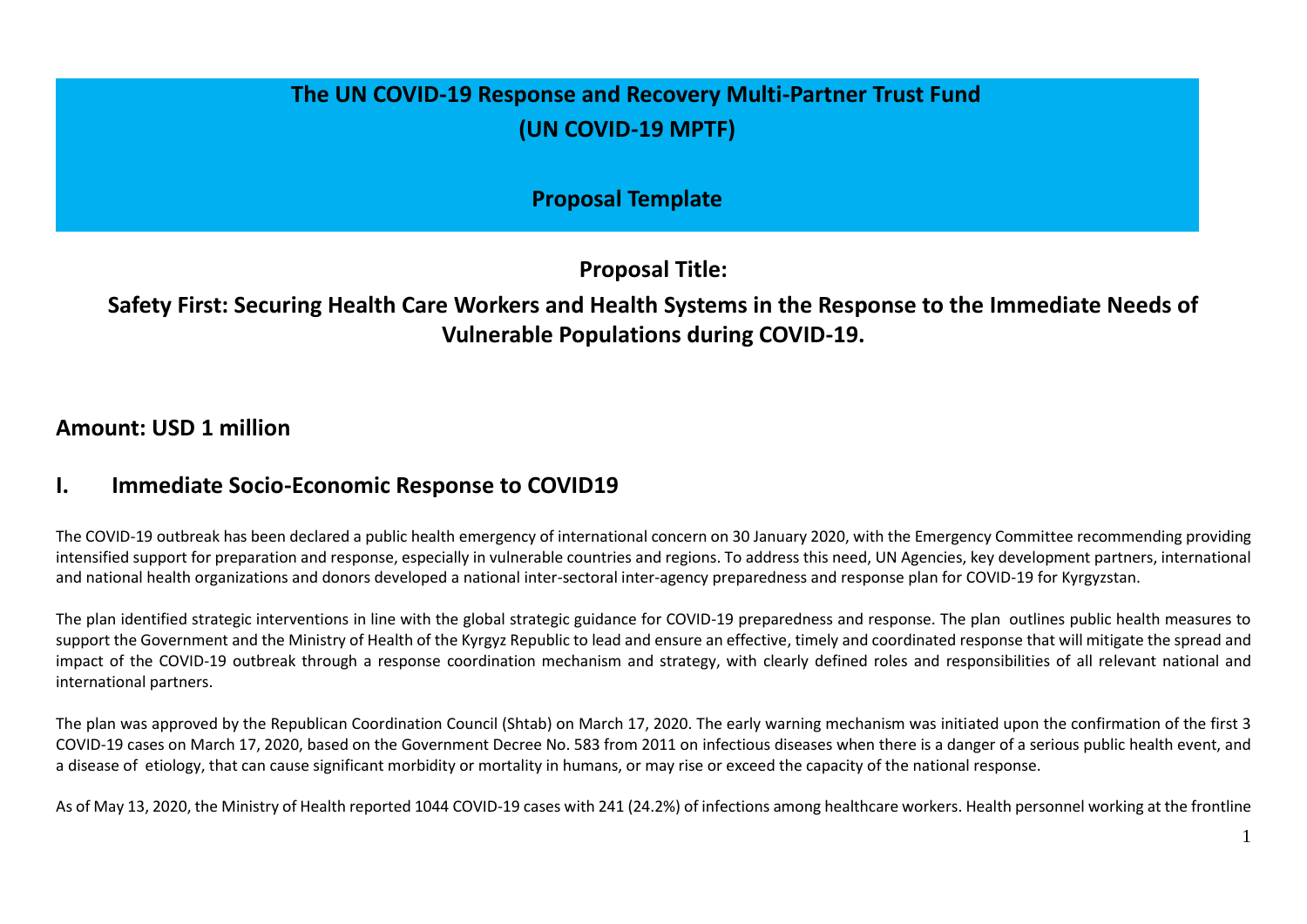# The UN COVID-19 Response and Recovery Multi-Partner Trust Fund (UN COVID-19 MPTF)

## Proposal Template

## Proposal Title:

## Safety First: Securing Health Care Workers and Health Systems in the Response to the Immediate Needs of Vulnerable Populations during COVID-19.

## Amount: USD 1 million

## I. Immediate Socio-Economic Response to COVID19

The COVID-19 outbreak has been declared a public health emergency of international concern on 30 January 2020, with the Emergency Committee recommending providing intensified support for preparation and response, especially in vulnerable countries and regions. To address this need, UN Agencies, key development partners, international and national health organizations and donors developed a national inter-sectoral inter-agency preparedness and response plan for COVID-19 for Kyrgyzstan.

The plan identified strategic interventions in line with the global strategic guidance for COVID-19 preparedness and response. The plan outlines public health measures to support the Government and the Ministry of Health of the Kyrgyz Republic to lead and ensure an effective, timely and coordinated response that will mitigate the spread and impact of the COVID-19 outbreak through a response coordination mechanism and strategy, with clearly defined roles and responsibilities of all relevant national and international partners.

The plan was approved by the Republican Coordination Council (Shtab) on March 17, 2020. The early warning mechanism was initiated upon the confirmation of the first 3 COVID-19 cases on March 17, 2020, based on the Government Decree No. 583 from 2011 on infectious diseases when there is a danger of a serious public health event, and a disease of etiology, that can cause significant morbidity or mortality in humans, or may rise or exceed the capacity of the national response.

As of May 13, 2020, the Ministry of Health reported 1044 COVID-19 cases with 241 (24.2%) of infections among healthcare workers. Health personnel working at the frontline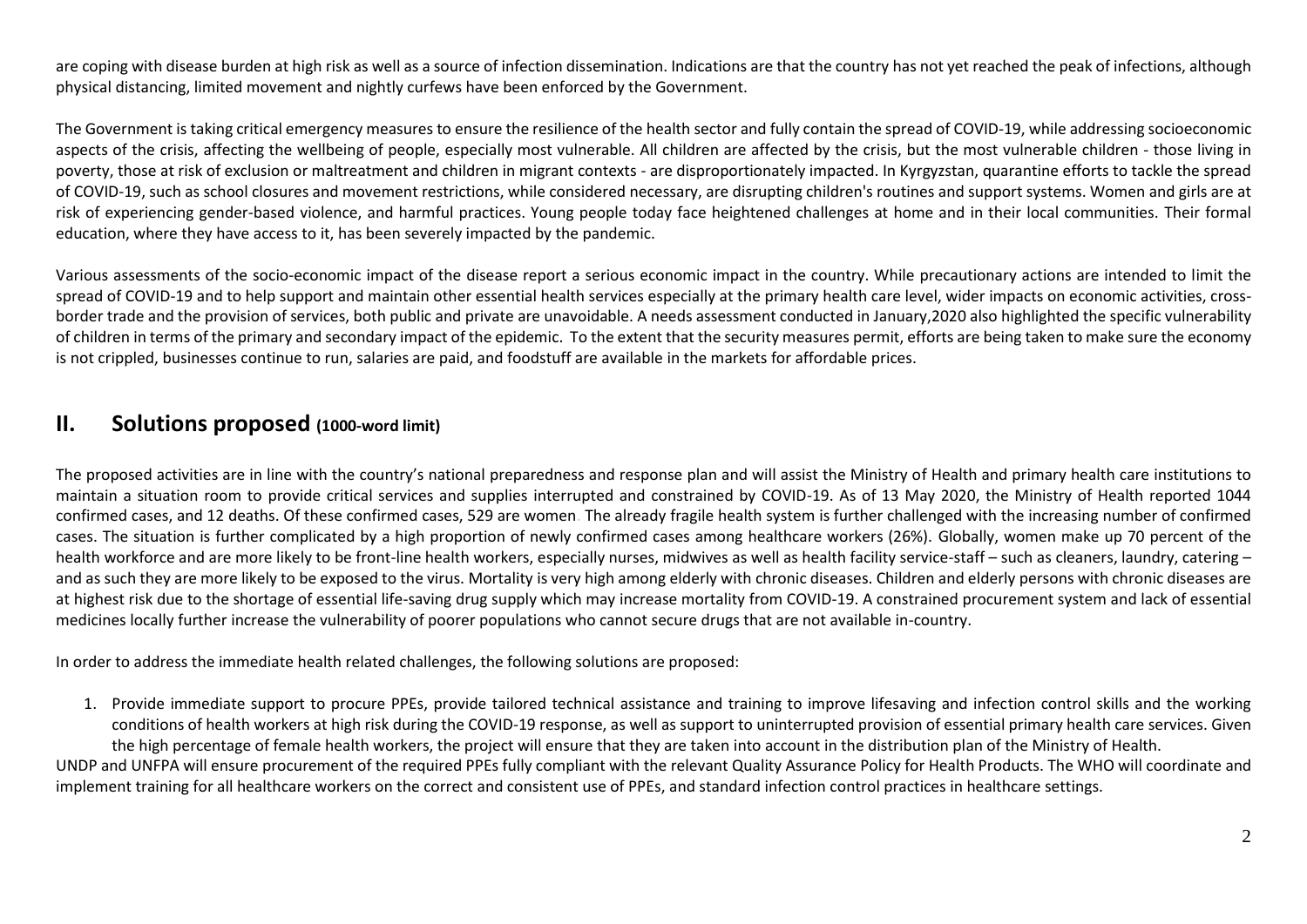are coping with disease burden at high risk as well as a source of infection dissemination. Indications are that the country has not yet reached the peak of infections, although physical distancing, limited movement and nightly curfews have been enforced by the Government.

The Government is taking critical emergency measures to ensure the resilience of the health sector and fully contain the spread of COVID-19, while addressing socioeconomic aspects of the crisis, affecting the wellbeing of people, especially most vulnerable. All children are affected by the crisis, but the most vulnerable children - those living in poverty, those at risk of exclusion or maltreatment and children in migrant contexts - are disproportionately impacted. In Kyrgyzstan, quarantine efforts to tackle the spread of COVID-19, such as school closures and movement restrictions, while considered necessary, are disrupting children's routines and support systems. Women and girls are at risk of experiencing gender-based violence, and harmful practices. Young people today face heightened challenges at home and in their local communities. Their formal education, where they have access to it, has been severely impacted by the pandemic.

Various assessments of the socio-economic impact of the disease report a serious economic impact in the country. While precautionary actions are intended to limit the spread of COVID-19 and to help support and maintain other essential health services especially at the primary health care level, wider impacts on economic activities, cross-border trade and the provision of services, both public and private are unavoidable. A needs assessment conducted in January,2020 also highlighted the specific vulnerability of children in terms of the primary and secondary impact of the epidemic. To the extent that the security measures permit, efforts are being taken to make sure the economy is not crippled, businesses continue to run, salaries are paid, and foodstuff are available in the markets for affordable prices.

## II. Solutions proposed (1000-word limit)

The proposed activities are in line with the country's national preparedness and response plan and will assist the Ministry of Health and primary health care institutions to maintain a situation room to provide critical services and supplies interrupted and constrained by COVID-19. As of 13 May 2020, the Ministry of Health reported 1044 confirmed cases, and 12 deaths. Of these confirmed cases, 529 are women. The already fragile health system is further challenged with the increasing number of confirmed cases. The situation is further complicated by a high proportion of newly confirmed cases among healthcare workers (26%). Globally, women make up 70 percent of the health workforce and are more likely to be front-line health workers, especially nurses, midwives as well as health facility service-staff – such as cleaners, laundry, catering – and as such they are more likely to be exposed to the virus. Mortality is very high among elderly with chronic diseases. Children and elderly persons with chronic diseases are at highest risk due to the shortage of essential life-saving drug supply which may increase mortality from COVID-19. A constrained procurement system and lack of essential medicines locally further increase the vulnerability of poorer populations who cannot secure drugs that are not available in-country.

In order to address the immediate health related challenges, the following solutions are proposed:

1. Provide immediate support to procure PPEs, provide tailored technical assistance and training to improve lifesaving and infection control skills and the working conditions of health workers at high risk during the COVID-19 response, as well as support to uninterrupted provision of essential primary health care services. Given the high percentage of female health workers, the project will ensure that they are taken into account in the distribution plan of the Ministry of Health.

UNDP and UNFPA will ensure procurement of the required PPEs fully compliant with the relevant Quality Assurance Policy for Health Products. The WHO will coordinate and implement training for all healthcare workers on the correct and consistent use of PPEs, and standard infection control practices in healthcare settings.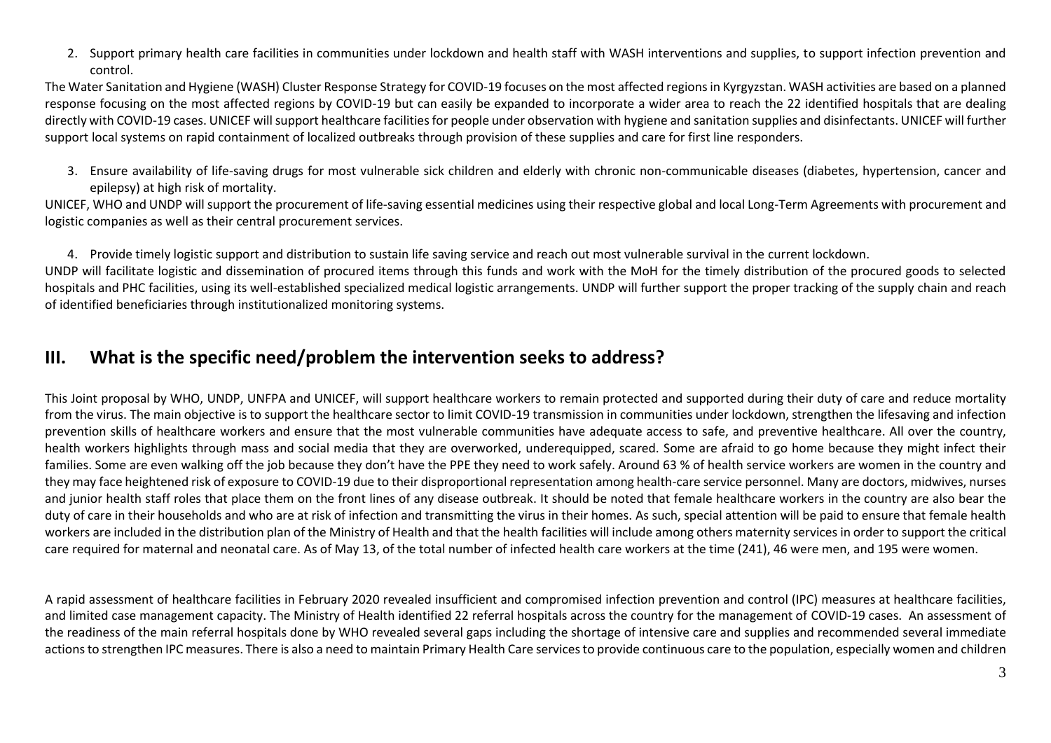2. Support primary health care facilities in communities under lockdown and health staff with WASH interventions and supplies, to support infection prevention and control.

The Water Sanitation and Hygiene (WASH) Cluster Response Strategy for COVID-19 focuses on the most affected regions in Kyrgyzstan. WASH activities are based on a planned response focusing on the most affected regions by COVID-19 but can easily be expanded to incorporate a wider area to reach the 22 identified hospitals that are dealing directly with COVID-19 cases. UNICEF will support healthcare facilities for people under observation with hygiene and sanitation supplies and disinfectants. UNICEF will further support local systems on rapid containment of localized outbreaks through provision of these supplies and care for first line responders.

3. Ensure availability of life-saving drugs for most vulnerable sick children and elderly with chronic non-communicable diseases (diabetes, hypertension, cancer and epilepsy) at high risk of mortality.

UNICEF, WHO and UNDP will support the procurement of life-saving essential medicines using their respective global and local Long-Term Agreements with procurement and logistic companies as well as their central procurement services.

4. Provide timely logistic support and distribution to sustain life saving service and reach out most vulnerable survival in the current lockdown.

UNDP will facilitate logistic and dissemination of procured items through this funds and work with the MoH for the timely distribution of the procured goods to selected hospitals and PHC facilities, using its well-established specialized medical logistic arrangements. UNDP will further support the proper tracking of the supply chain and reach of identified beneficiaries through institutionalized monitoring systems.

## III. What is the specific need/problem the intervention seeks to address?

This Joint proposal by WHO, UNDP, UNFPA and UNICEF, will support healthcare workers to remain protected and supported during their duty of care and reduce mortality from the virus. The main objective is to support the healthcare sector to limit COVID-19 transmission in communities under lockdown, strengthen the lifesaving and infection prevention skills of healthcare workers and ensure that the most vulnerable communities have adequate access to safe, and preventive healthcare. All over the country, health workers highlights through mass and social media that they are overworked, underequipped, scared. Some are afraid to go home because they might infect their families. Some are even walking off the job because they don't have the PPE they need to work safely. Around 63 % of health service workers are women in the country and they may face heightened risk of exposure to COVID-19 due to their disproportional representation among health-care service personnel. Many are doctors, midwives, nurses and junior health staff roles that place them on the front lines of any disease outbreak. It should be noted that female healthcare workers in the country are also bear the duty of care in their households and who are at risk of infection and transmitting the virus in their homes. As such, special attention will be paid to ensure that female health workers are included in the distribution plan of the Ministry of Health and that the health facilities will include among others maternity services in order to support the critical care required for maternal and neonatal care. As of May 13, of the total number of infected health care workers at the time (241), 46 were men, and 195 were women.

A rapid assessment of healthcare facilities in February 2020 revealed insufficient and compromised infection prevention and control (IPC) measures at healthcare facilities, and limited case management capacity. The Ministry of Health identified 22 referral hospitals across the country for the management of COVID-19 cases. An assessment of the readiness of the main referral hospitals done by WHO revealed several gaps including the shortage of intensive care and supplies and recommended several immediate actions to strengthen IPC measures. There is also a need to maintain Primary Health Care services to provide continuous care to the population, especially women and children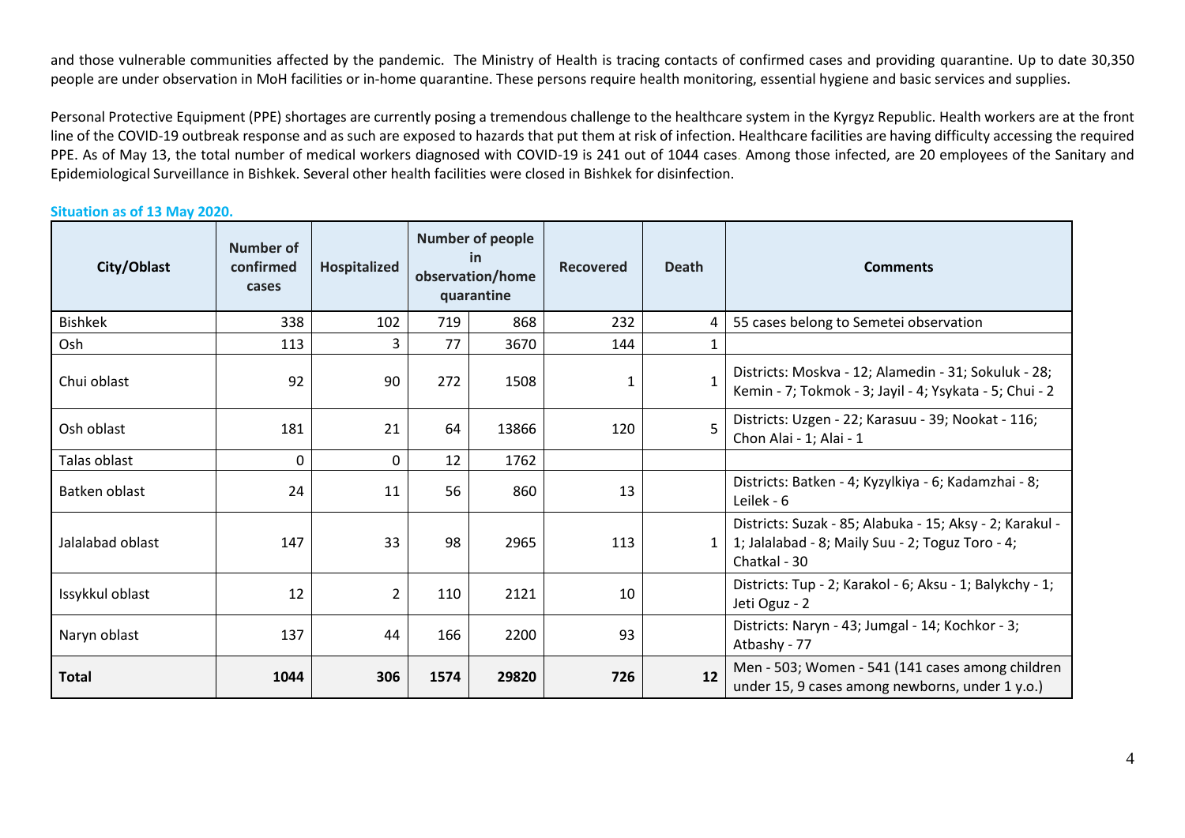and those vulnerable communities affected by the pandemic. The Ministry of Health is tracing contacts of confirmed cases and providing quarantine. Up to date 30,350 people are under observation in MoH facilities or in-home quarantine. These persons require health monitoring, essential hygiene and basic services and supplies.

Personal Protective Equipment (PPE) shortages are currently posing a tremendous challenge to the healthcare system in the Kyrgyz Republic. Health workers are at the front line of the COVID-19 outbreak response and as such are exposed to hazards that put them at risk of infection. Healthcare facilities are having difficulty accessing the required PPE. As of May 13, the total number of medical workers diagnosed with COVID-19 is 241 out of 1044 cases. Among those infected, are 20 employees of the Sanitary and Epidemiological Surveillance in Bishkek. Several other health facilities were closed in Bishkek for disinfection.

**Situation as of 13 May 2020.**

| City/Oblast | Number of confirmed cases | Hospitalized | Number of people in observation/home quarantine | | Recovered | Death | Comments |
|---|---|---|---|---|---|---|---|
| Bishkek | 338 | 102 | 719 | 868 | 232 | 4 | 55 cases belong to Semetei observation |
| Osh | 113 | 3 | 77 | 3670 | 144 | 1 | |
| Chui oblast | 92 | 90 | 272 | 1508 | 1 | 1 | Districts: Moskva - 12; Alamedin - 31; Sokuluk - 28; Kemin - 7; Tokmok - 3; Jayil - 4; Ysykata - 5; Chui - 2 |
| Osh oblast | 181 | 21 | 64 | 13866 | 120 | 5 | Districts: Uzgen - 22; Karasuu - 39; Nookat - 116; Chon Alai - 1; Alai - 1 |
| Talas oblast | 0 | 0 | 12 | 1762 | | | |
| Batken oblast | 24 | 11 | 56 | 860 | 13 | | Districts: Batken - 4; Kyzylkiya - 6; Kadamzhai - 8; Leilek - 6 |
| Jalalabad oblast | 147 | 33 | 98 | 2965 | 113 | 1 | Districts: Suzak - 85; Alabuka - 15; Aksy - 2; Karakul - 1; Jalalabad - 8; Maily Suu - 2; Toguz Toro - 4; Chatkal - 30 |
| Issykkul oblast | 12 | 2 | 110 | 2121 | 10 | | Districts: Tup - 2; Karakol - 6; Aksu - 1; Balykchy - 1; Jeti Oguz - 2 |
| Naryn oblast | 137 | 44 | 166 | 2200 | 93 | | Districts: Naryn - 43; Jumgal - 14; Kochkor - 3; Atbashy - 77 |
| **Total** | **1044** | **306** | **1574** | **29820** | **726** | **12** | Men - 503; Women - 541 (141 cases among children under 15, 9 cases among newborns, under 1 y.o.) |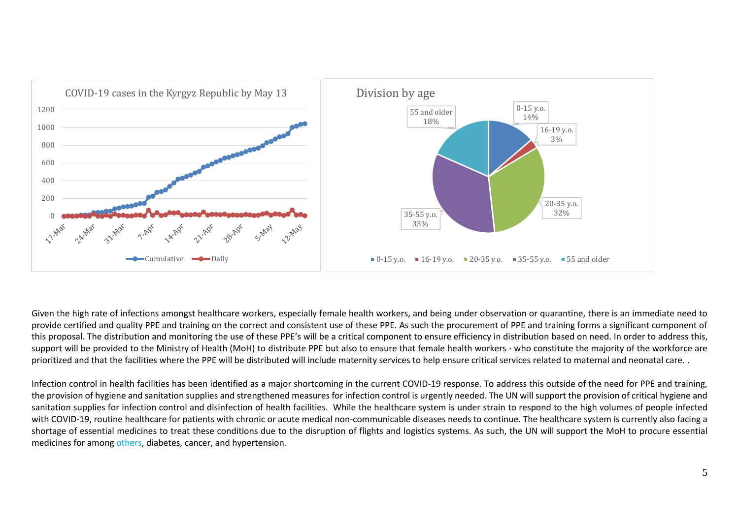COVID-19 cases in the Kyrgyz Republic by May 13

Division by age

| Age group | Share |
| --- | --- |
| 0-15 y.o. | 14% |
| 16-19 y.o. | 3% |
| 20-35 y.o. | 32% |
| 35-55 y.o. | 33% |
| 55 and older | 18% |

Given the high rate of infections amongst healthcare workers, especially female health workers, and being under observation or quarantine, there is an immediate need to provide certified and quality PPE and training on the correct and consistent use of these PPE. As such the procurement of PPE and training forms a significant component of this proposal. The distribution and monitoring the use of these PPE's will be a critical component to ensure efficiency in distribution based on need. In order to address this, support will be provided to the Ministry of Health (MoH) to distribute PPE but also to ensure that female health workers - who constitute the majority of the workforce are prioritized and that the facilities where the PPE will be distributed will include maternity services to help ensure critical services related to maternal and neonatal care. .

Infection control in health facilities has been identified as a major shortcoming in the current COVID-19 response. To address this outside of the need for PPE and training, the provision of hygiene and sanitation supplies and strengthened measures for infection control is urgently needed. The UN will support the provision of critical hygiene and sanitation supplies for infection control and disinfection of health facilities. While the healthcare system is under strain to respond to the high volumes of people infected with COVID-19, routine healthcare for patients with chronic or acute medical non-communicable diseases needs to continue. The healthcare system is currently also facing a shortage of essential medicines to treat these conditions due to the disruption of flights and logistics systems. As such, the UN will support the MoH to procure essential medicines for among others, diabetes, cancer, and hypertension.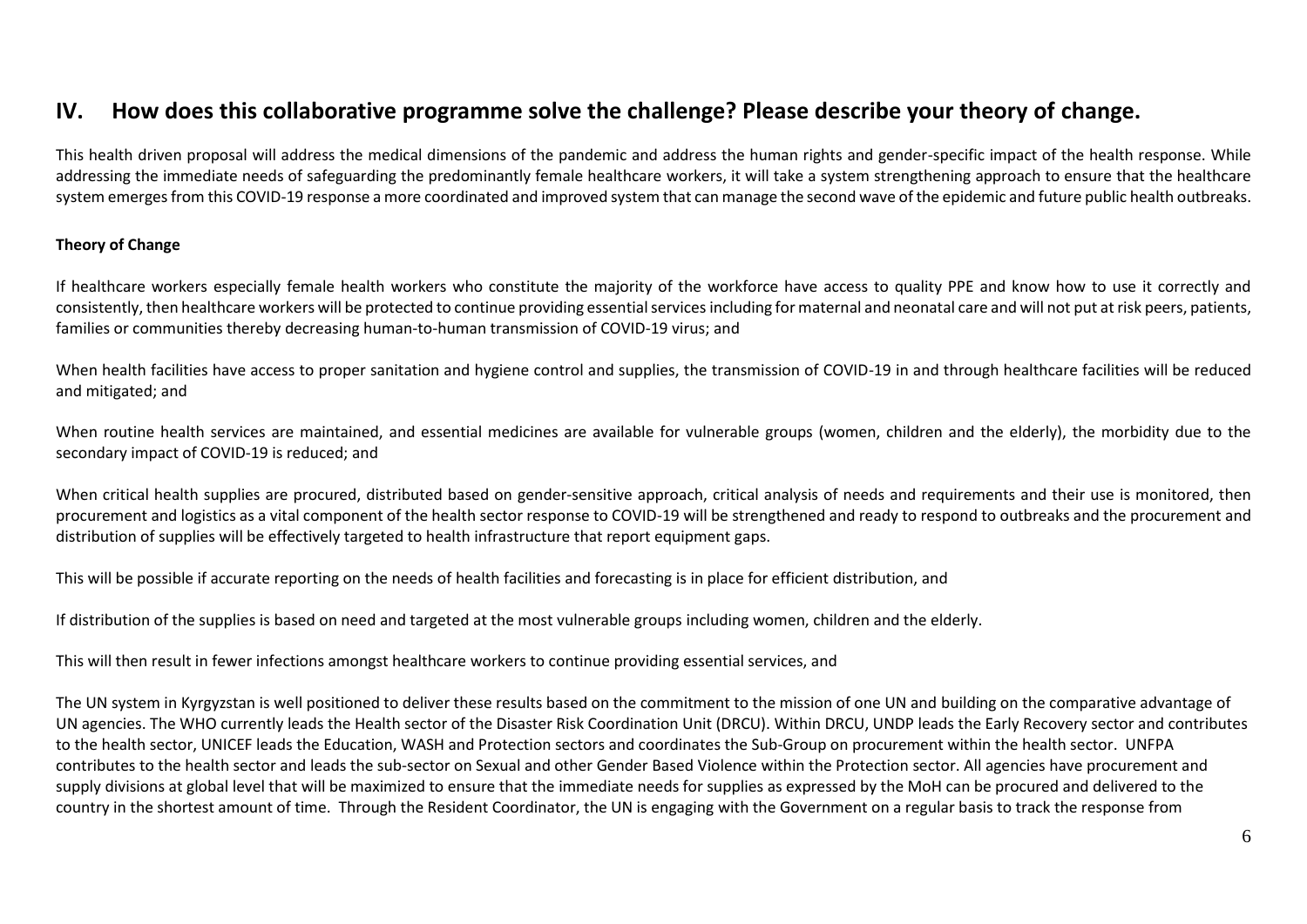## IV. How does this collaborative programme solve the challenge? Please describe your theory of change.

This health driven proposal will address the medical dimensions of the pandemic and address the human rights and gender-specific impact of the health response. While addressing the immediate needs of safeguarding the predominantly female healthcare workers, it will take a system strengthening approach to ensure that the healthcare system emerges from this COVID-19 response a more coordinated and improved system that can manage the second wave of the epidemic and future public health outbreaks.

**Theory of Change**

If healthcare workers especially female health workers who constitute the majority of the workforce have access to quality PPE and know how to use it correctly and consistently, then healthcare workers will be protected to continue providing essential services including for maternal and neonatal care and will not put at risk peers, patients, families or communities thereby decreasing human-to-human transmission of COVID-19 virus; and

When health facilities have access to proper sanitation and hygiene control and supplies, the transmission of COVID-19 in and through healthcare facilities will be reduced and mitigated; and

When routine health services are maintained, and essential medicines are available for vulnerable groups (women, children and the elderly), the morbidity due to the secondary impact of COVID-19 is reduced; and

When critical health supplies are procured, distributed based on gender-sensitive approach, critical analysis of needs and requirements and their use is monitored, then procurement and logistics as a vital component of the health sector response to COVID-19 will be strengthened and ready to respond to outbreaks and the procurement and distribution of supplies will be effectively targeted to health infrastructure that report equipment gaps.

This will be possible if accurate reporting on the needs of health facilities and forecasting is in place for efficient distribution, and

If distribution of the supplies is based on need and targeted at the most vulnerable groups including women, children and the elderly.

This will then result in fewer infections amongst healthcare workers to continue providing essential services, and

The UN system in Kyrgyzstan is well positioned to deliver these results based on the commitment to the mission of one UN and building on the comparative advantage of UN agencies. The WHO currently leads the Health sector of the Disaster Risk Coordination Unit (DRCU). Within DRCU, UNDP leads the Early Recovery sector and contributes to the health sector, UNICEF leads the Education, WASH and Protection sectors and coordinates the Sub-Group on procurement within the health sector. UNFPA contributes to the health sector and leads the sub-sector on Sexual and other Gender Based Violence within the Protection sector. All agencies have procurement and supply divisions at global level that will be maximized to ensure that the immediate needs for supplies as expressed by the MoH can be procured and delivered to the country in the shortest amount of time. Through the Resident Coordinator, the UN is engaging with the Government on a regular basis to track the response from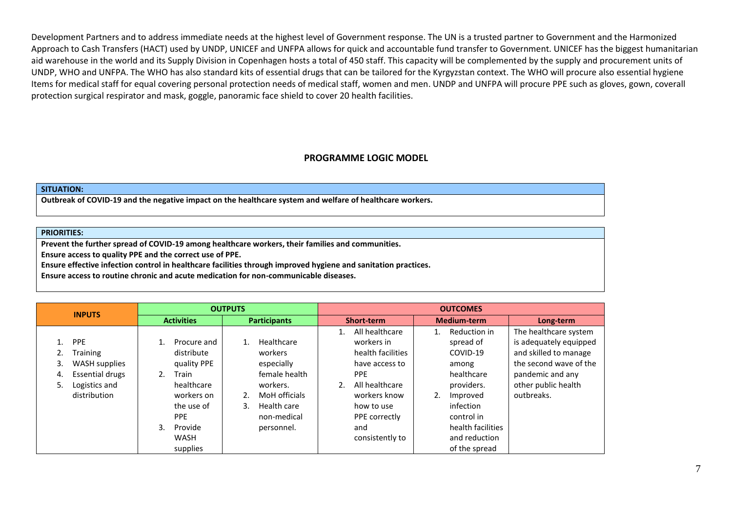Development Partners and to address immediate needs at the highest level of Government response. The UN is a trusted partner to Government and the Harmonized Approach to Cash Transfers (HACT) used by UNDP, UNICEF and UNFPA allows for quick and accountable fund transfer to Government. UNICEF has the biggest humanitarian aid warehouse in the world and its Supply Division in Copenhagen hosts a total of 450 staff. This capacity will be complemented by the supply and procurement units of UNDP, WHO and UNFPA. The WHO has also standard kits of essential drugs that can be tailored for the Kyrgyzstan context. The WHO will procure also essential hygiene Items for medical staff for equal covering personal protection needs of medical staff, women and men. UNDP and UNFPA will procure PPE such as gloves, gown, coverall protection surgical respirator and mask, goggle, panoramic face shield to cover 20 health facilities.

## PROGRAMME LOGIC MODEL

| **SITUATION:** |
|---|
| **Outbreak of COVID-19 and the negative impact on the healthcare system and welfare of healthcare workers.** |

| **PRIORITIES:** |
|---|
| **Prevent the further spread of COVID-19 among healthcare workers, their families and communities.**<br>**Ensure access to quality PPE and the correct use of PPE.**<br>**Ensure effective infection control in healthcare facilities through improved hygiene and sanitation practices.**<br>**Ensure access to routine chronic and acute medication for non-communicable diseases.** |

| **INPUTS** | **OUTPUTS** | | **OUTCOMES** | | |
|---|---|---|---|---|---|
| | **Activities** | **Participants** | **Short-term** | **Medium-term** | **Long-term** |
| 1. PPE<br>2. Training<br>3. WASH supplies<br>4. Essential drugs<br>5. Logistics and distribution | 1. Procure and distribute quality PPE<br>2. Train healthcare workers on the use of PPE<br>3. Provide WASH supplies | 1. Healthcare workers especially female health workers.<br>2. MoH officials<br>3. Health care non-medical personnel. | 1. All healthcare workers in health facilities have access to PPE<br>2. All healthcare workers know how to use PPE correctly and consistently to | 1. Reduction in spread of COVID-19 among healthcare providers.<br>2. Improved infection control in health facilities and reduction of the spread | The healthcare system is adequately equipped and skilled to manage the second wave of the pandemic and any other public health outbreaks. |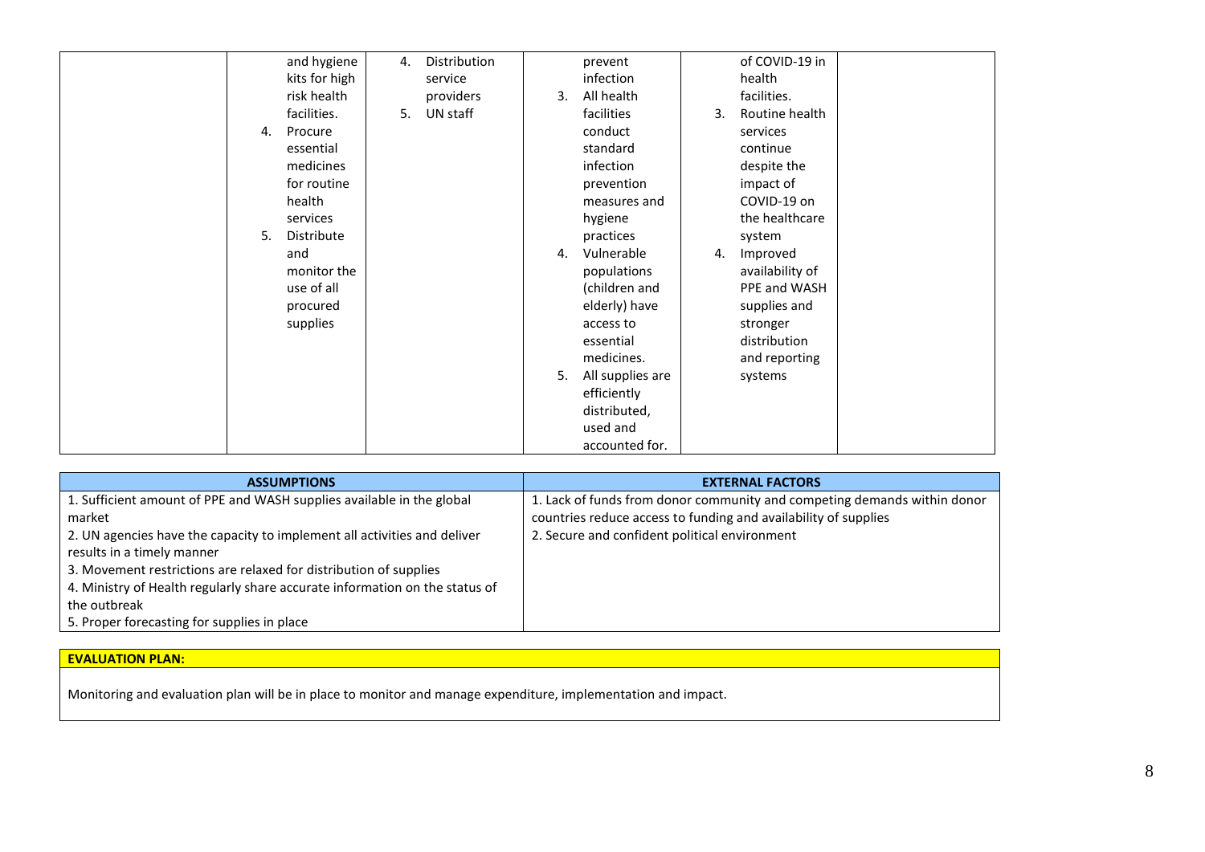| | | | | | |
|---|---|---|---|---|---|
| | and hygiene kits for high risk health facilities.<br>4. Procure essential medicines for routine health services<br>5. Distribute and monitor the use of all procured supplies | 4. Distribution service providers<br>5. UN staff | prevent infection<br>3. All health facilities conduct standard infection prevention measures and hygiene practices<br>4. Vulnerable populations (children and elderly) have access to essential medicines.<br>5. All supplies are efficiently distributed, used and accounted for. | of COVID-19 in health facilities.<br>3. Routine health services continue despite the impact of COVID-19 on the healthcare system<br>4. Improved availability of PPE and WASH supplies and stronger distribution and reporting systems | |

| ASSUMPTIONS | EXTERNAL FACTORS |
|---|---|
| 1. Sufficient amount of PPE and WASH supplies available in the global market<br>2. UN agencies have the capacity to implement all activities and deliver results in a timely manner<br>3. Movement restrictions are relaxed for distribution of supplies<br>4. Ministry of Health regularly share accurate information on the status of the outbreak<br>5. Proper forecasting for supplies in place | 1. Lack of funds from donor community and competing demands within donor countries reduce access to funding and availability of supplies<br>2. Secure and confident political environment |

**EVALUATION PLAN:**

Monitoring and evaluation plan will be in place to monitor and manage expenditure, implementation and impact.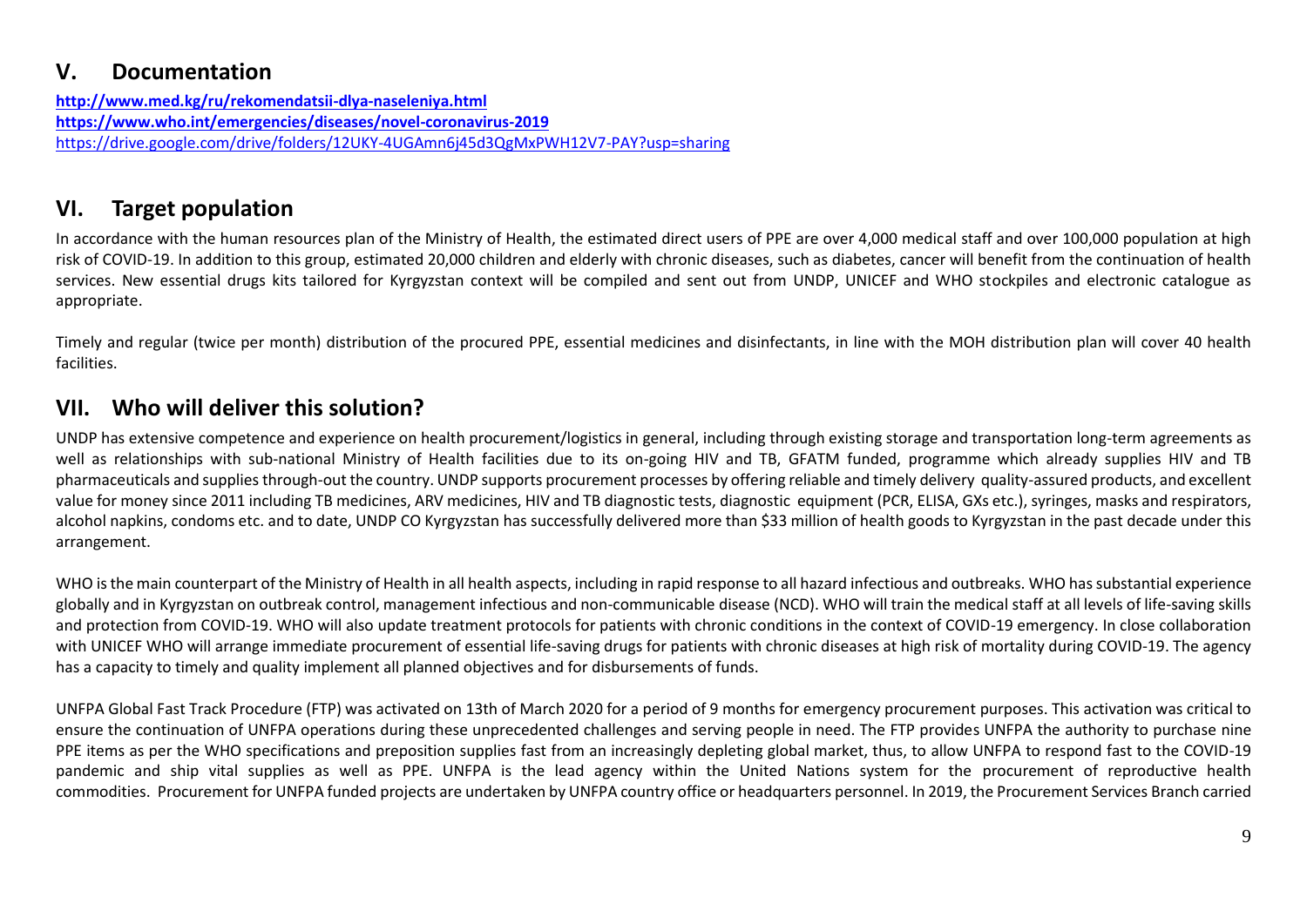## V. Documentation

**http://www.med.kg/ru/rekomendatsii-dlya-naseleniya.html**
**https://www.who.int/emergencies/diseases/novel-coronavirus-2019**
https://drive.google.com/drive/folders/12UKY-4UGAmn6j45d3QgMxPWH12V7-PAY?usp=sharing

## VI. Target population

In accordance with the human resources plan of the Ministry of Health, the estimated direct users of PPE are over 4,000 medical staff and over 100,000 population at high risk of COVID-19. In addition to this group, estimated 20,000 children and elderly with chronic diseases, such as diabetes, cancer will benefit from the continuation of health services. New essential drugs kits tailored for Kyrgyzstan context will be compiled and sent out from UNDP, UNICEF and WHO stockpiles and electronic catalogue as appropriate.

Timely and regular (twice per month) distribution of the procured PPE, essential medicines and disinfectants, in line with the MOH distribution plan will cover 40 health facilities.

## VII. Who will deliver this solution?

UNDP has extensive competence and experience on health procurement/logistics in general, including through existing storage and transportation long-term agreements as well as relationships with sub-national Ministry of Health facilities due to its on-going HIV and TB, GFATM funded, programme which already supplies HIV and TB pharmaceuticals and supplies through-out the country. UNDP supports procurement processes by offering reliable and timely delivery quality-assured products, and excellent value for money since 2011 including TB medicines, ARV medicines, HIV and TB diagnostic tests, diagnostic equipment (PCR, ELISA, GXs etc.), syringes, masks and respirators, alcohol napkins, condoms etc. and to date, UNDP CO Kyrgyzstan has successfully delivered more than $33 million of health goods to Kyrgyzstan in the past decade under this arrangement.

WHO is the main counterpart of the Ministry of Health in all health aspects, including in rapid response to all hazard infectious and outbreaks. WHO has substantial experience globally and in Kyrgyzstan on outbreak control, management infectious and non-communicable disease (NCD). WHO will train the medical staff at all levels of life-saving skills and protection from COVID-19. WHO will also update treatment protocols for patients with chronic conditions in the context of COVID-19 emergency. In close collaboration with UNICEF WHO will arrange immediate procurement of essential life-saving drugs for patients with chronic diseases at high risk of mortality during COVID-19. The agency has a capacity to timely and quality implement all planned objectives and for disbursements of funds.

UNFPA Global Fast Track Procedure (FTP) was activated on 13th of March 2020 for a period of 9 months for emergency procurement purposes. This activation was critical to ensure the continuation of UNFPA operations during these unprecedented challenges and serving people in need. The FTP provides UNFPA the authority to purchase nine PPE items as per the WHO specifications and preposition supplies fast from an increasingly depleting global market, thus, to allow UNFPA to respond fast to the COVID-19 pandemic and ship vital supplies as well as PPE. UNFPA is the lead agency within the United Nations system for the procurement of reproductive health commodities. Procurement for UNFPA funded projects are undertaken by UNFPA country office or headquarters personnel. In 2019, the Procurement Services Branch carried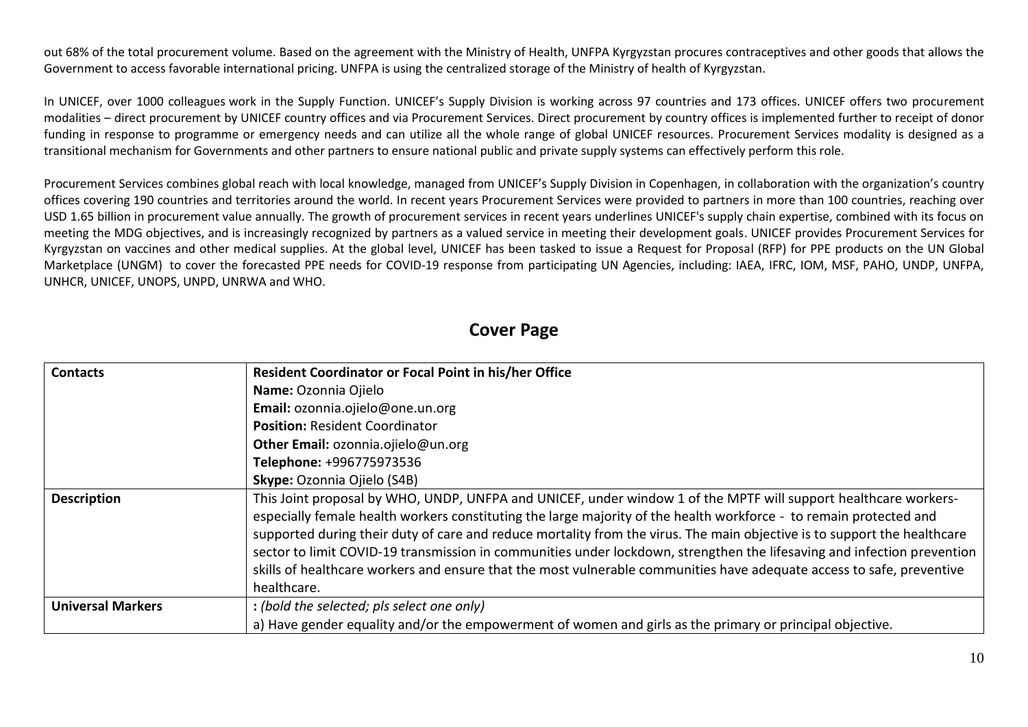out 68% of the total procurement volume. Based on the agreement with the Ministry of Health, UNFPA Kyrgyzstan procures contraceptives and other goods that allows the Government to access favorable international pricing. UNFPA is using the centralized storage of the Ministry of health of Kyrgyzstan.

In UNICEF, over 1000 colleagues work in the Supply Function. UNICEF's Supply Division is working across 97 countries and 173 offices. UNICEF offers two procurement modalities – direct procurement by UNICEF country offices and via Procurement Services. Direct procurement by country offices is implemented further to receipt of donor funding in response to programme or emergency needs and can utilize all the whole range of global UNICEF resources. Procurement Services modality is designed as a transitional mechanism for Governments and other partners to ensure national public and private supply systems can effectively perform this role.

Procurement Services combines global reach with local knowledge, managed from UNICEF's Supply Division in Copenhagen, in collaboration with the organization's country offices covering 190 countries and territories around the world. In recent years Procurement Services were provided to partners in more than 100 countries, reaching over USD 1.65 billion in procurement value annually. The growth of procurement services in recent years underlines UNICEF's supply chain expertise, combined with its focus on meeting the MDG objectives, and is increasingly recognized by partners as a valued service in meeting their development goals. UNICEF provides Procurement Services for Kyrgyzstan on vaccines and other medical supplies. At the global level, UNICEF has been tasked to issue a Request for Proposal (RFP) for PPE products on the UN Global Marketplace (UNGM) to cover the forecasted PPE needs for COVID-19 response from participating UN Agencies, including: IAEA, IFRC, IOM, MSF, PAHO, UNDP, UNFPA, UNHCR, UNICEF, UNOPS, UNPD, UNRWA and WHO.

## Cover Page

| **Contacts** | **Resident Coordinator or Focal Point in his/her Office**<br>**Name:** Ozonnia Ojielo<br>**Email:** ozonnia.ojielo@one.un.org<br>**Position:** Resident Coordinator<br>**Other Email:** ozonnia.ojielo@un.org<br>**Telephone:** +996775973536<br>**Skype:** Ozonnia Ojielo (S4B) |
|---|---|
| **Description** | This Joint proposal by WHO, UNDP, UNFPA and UNICEF, under window 1 of the MPTF will support healthcare workers- especially female health workers constituting the large majority of the health workforce - to remain protected and supported during their duty of care and reduce mortality from the virus. The main objective is to support the healthcare sector to limit COVID-19 transmission in communities under lockdown, strengthen the lifesaving and infection prevention skills of healthcare workers and ensure that the most vulnerable communities have adequate access to safe, preventive healthcare. |
| **Universal Markers** | **:** *(bold the selected; pls select one only)*<br>a) Have gender equality and/or the empowerment of women and girls as the primary or principal objective. |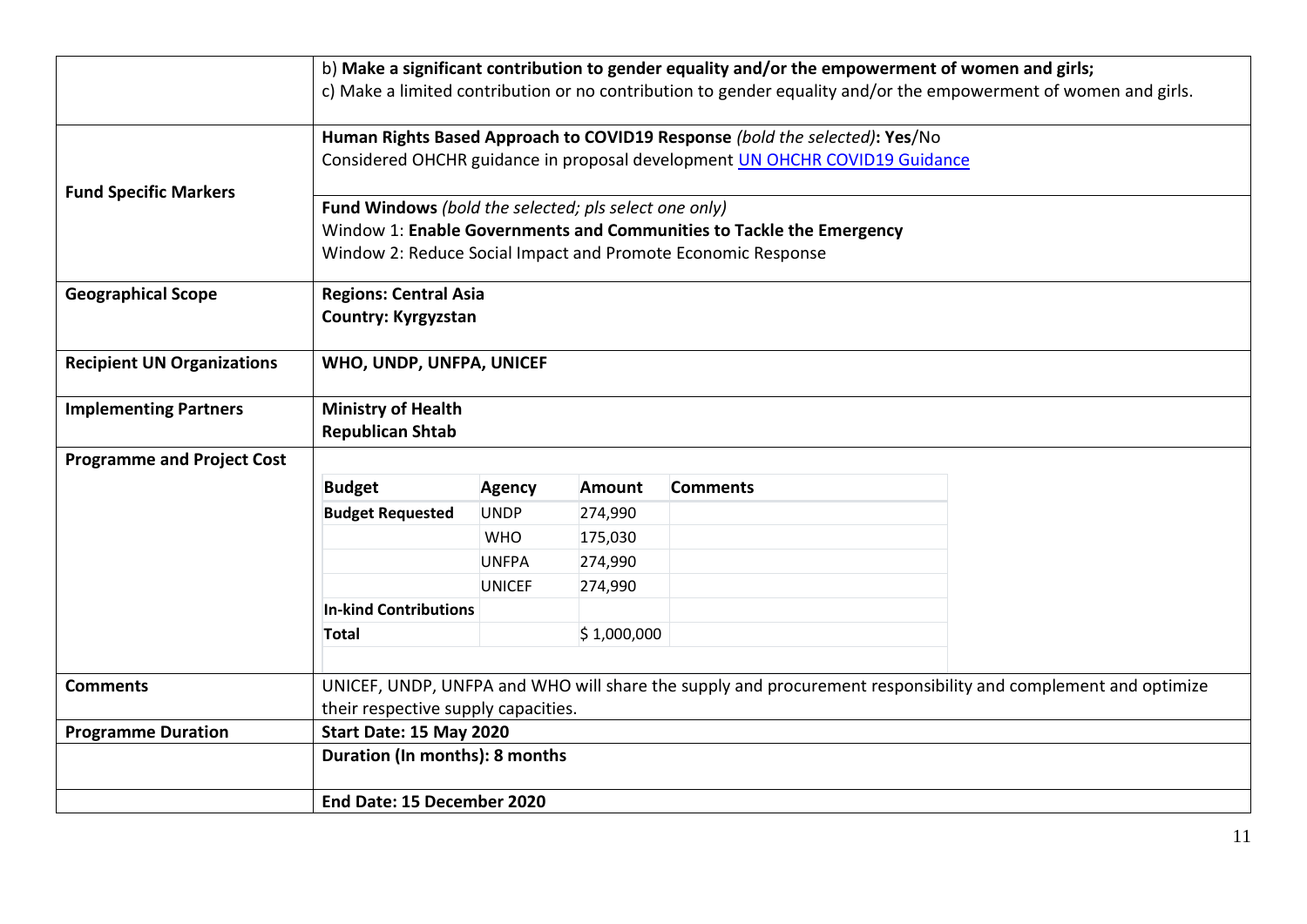| | |
|---|---|
| | b) **Make a significant contribution to gender equality and/or the empowerment of women and girls;**<br>c) Make a limited contribution or no contribution to gender equality and/or the empowerment of women and girls. |
| **Fund Specific Markers** | **Human Rights Based Approach to COVID19 Response** *(bold the selected)*: **Yes**/No<br>Considered OHCHR guidance in proposal development [UN OHCHR COVID19 Guidance] |
| | **Fund Windows** *(bold the selected; pls select one only)*<br>Window 1: **Enable Governments and Communities to Tackle the Emergency**<br>Window 2: Reduce Social Impact and Promote Economic Response |
| **Geographical Scope** | **Regions: Central Asia**<br>**Country: Kyrgyzstan** |
| **Recipient UN Organizations** | **WHO, UNDP, UNFPA, UNICEF** |
| **Implementing Partners** | **Ministry of Health**<br>**Republican Shtab** |
| **Programme and Project Cost** | (see budget table below) |
| **Comments** | UNICEF, UNDP, UNFPA and WHO will share the supply and procurement responsibility and complement and optimize their respective supply capacities. |
| **Programme Duration** | **Start Date: 15 May 2020** |
| | **Duration (In months): 8 months** |
| | **End Date: 15 December 2020** |

| **Budget** | **Agency** | **Amount** | **Comments** |
|---|---|---|---|
| **Budget Requested** | UNDP | 274,990 | |
| | WHO | 175,030 | |
| | UNFPA | 274,990 | |
| | UNICEF | 274,990 | |
| **In-kind Contributions** | | | |
| **Total** | | $ 1,000,000 | |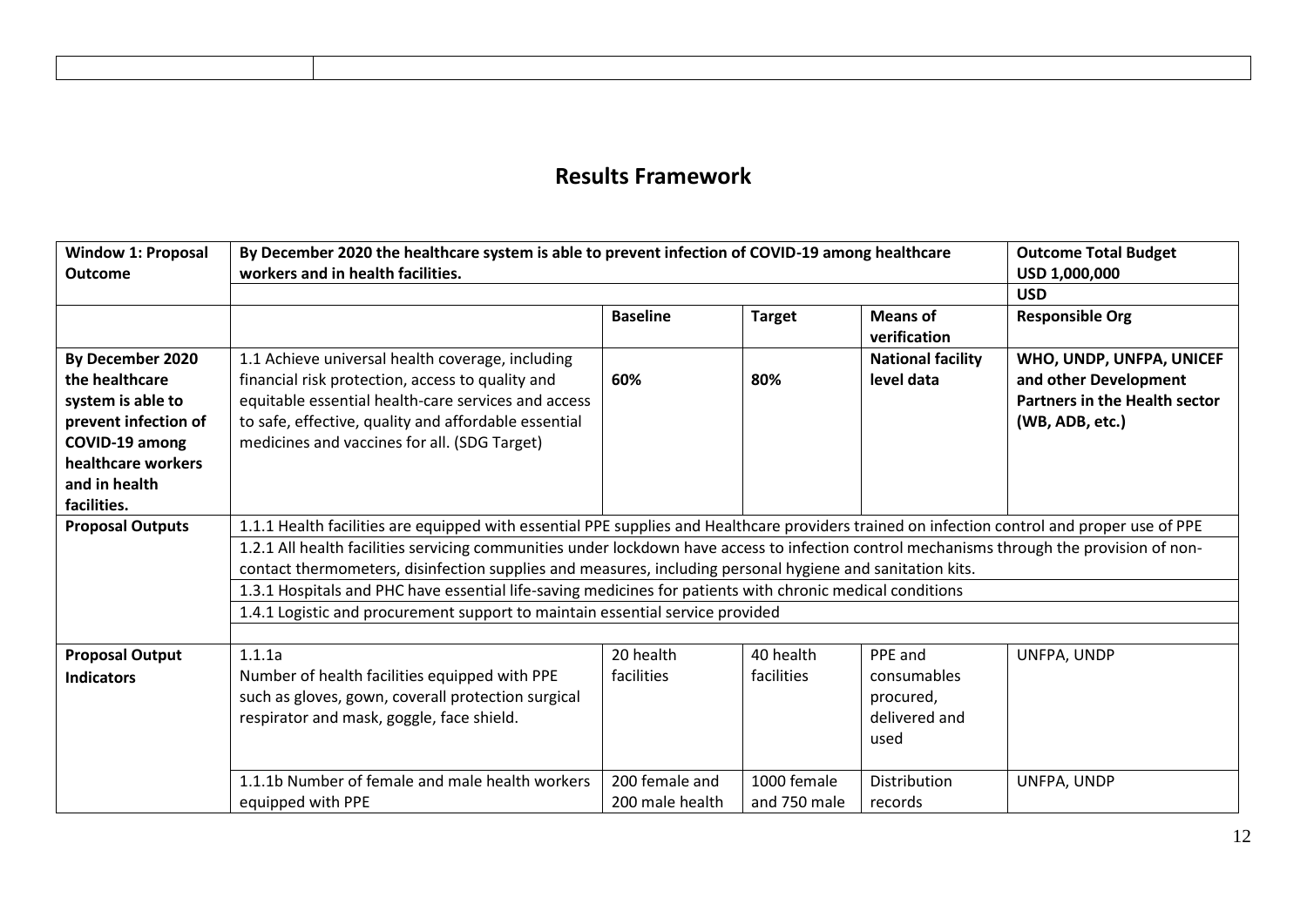# Results Framework

| Window 1: Proposal Outcome | By December 2020 the healthcare system is able to prevent infection of COVID-19 among healthcare workers and in health facilities. | | | | Outcome Total Budget USD 1,000,000 |
|---|---|---|---|---|---|
| | | | | | USD |
| | | **Baseline** | **Target** | **Means of verification** | **Responsible Org** |
| **By December 2020 the healthcare system is able to prevent infection of COVID-19 among healthcare workers and in health facilities.** | 1.1 Achieve universal health coverage, including financial risk protection, access to quality and equitable essential health-care services and access to safe, effective, quality and affordable essential medicines and vaccines for all. (SDG Target) | **60%** | **80%** | **National facility level data** | **WHO, UNDP, UNFPA, UNICEF and other Development Partners in the Health sector (WB, ADB, etc.)** |
| **Proposal Outputs** | 1.1.1 Health facilities are equipped with essential PPE supplies and Healthcare providers trained on infection control and proper use of PPE | | | | |
| | 1.2.1 All health facilities servicing communities under lockdown have access to infection control mechanisms through the provision of non-contact thermometers, disinfection supplies and measures, including personal hygiene and sanitation kits. | | | | |
| | 1.3.1 Hospitals and PHC have essential life-saving medicines for patients with chronic medical conditions | | | | |
| | 1.4.1 Logistic and procurement support to maintain essential service provided | | | | |
| | | | | | |
| **Proposal Output Indicators** | 1.1.1a Number of health facilities equipped with PPE such as gloves, gown, coverall protection surgical respirator and mask, goggle, face shield. | 20 health facilities | 40 health facilities | PPE and consumables procured, delivered and used | UNFPA, UNDP |
| | 1.1.1b Number of female and male health workers equipped with PPE | 200 female and 200 male health | 1000 female and 750 male | Distribution records | UNFPA, UNDP |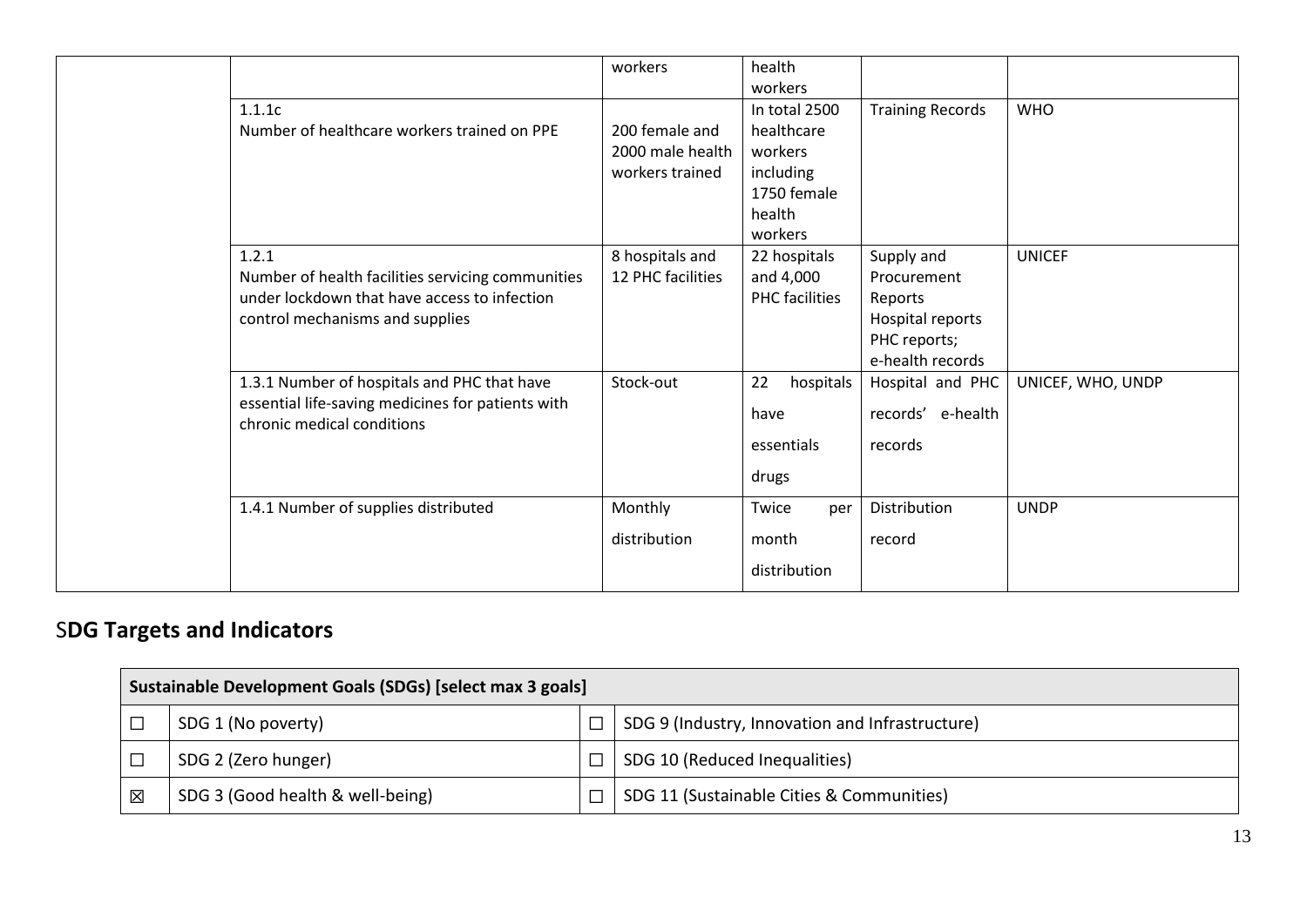| | | | | | |
|---|---|---|---|---|---|
| | | workers | health workers | | |
| | 1.1.1c<br>Number of healthcare workers trained on PPE | 200 female and 2000 male health workers trained | In total 2500 healthcare workers including 1750 female health workers | Training Records | WHO |
| | 1.2.1<br>Number of health facilities servicing communities under lockdown that have access to infection control mechanisms and supplies | 8 hospitals and 12 PHC facilities | 22 hospitals and 4,000 PHC facilities | Supply and Procurement Reports<br>Hospital reports<br>PHC reports;<br>e-health records | UNICEF |
| | 1.3.1 Number of hospitals and PHC that have essential life-saving medicines for patients with chronic medical conditions | Stock-out | 22 hospitals have essentials drugs | Hospital and PHC records' e-health records | UNICEF, WHO, UNDP |
| | 1.4.1 Number of supplies distributed | Monthly distribution | Twice per month distribution | Distribution record | UNDP |

## SDG Targets and Indicators

| Sustainable Development Goals (SDGs) [select max 3 goals] | | | |
|---|---|---|---|
| ☐ | SDG 1 (No poverty) | ☐ | SDG 9 (Industry, Innovation and Infrastructure) |
| ☐ | SDG 2 (Zero hunger) | ☐ | SDG 10 (Reduced Inequalities) |
| ☒ | SDG 3 (Good health & well-being) | ☐ | SDG 11 (Sustainable Cities & Communities) |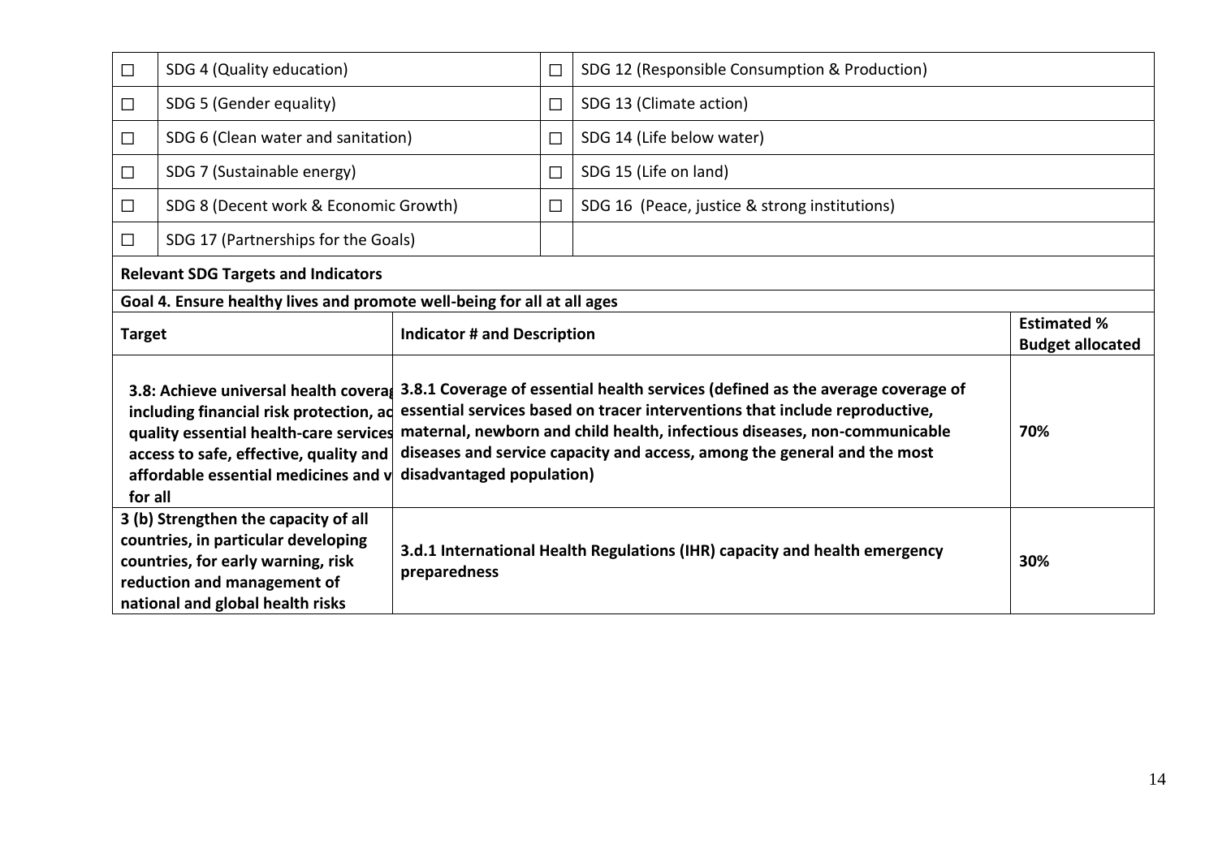| ☐ | SDG 4 (Quality education) | ☐ | SDG 12 (Responsible Consumption & Production) |
|---|---|---|---|
| ☐ | SDG 5 (Gender equality) | ☐ | SDG 13 (Climate action) |
| ☐ | SDG 6 (Clean water and sanitation) | ☐ | SDG 14 (Life below water) |
| ☐ | SDG 7 (Sustainable energy) | ☐ | SDG 15 (Life on land) |
| ☐ | SDG 8 (Decent work & Economic Growth) | ☐ | SDG 16 (Peace, justice & strong institutions) |
| ☐ | SDG 17 (Partnerships for the Goals) | | |

**Relevant SDG Targets and Indicators**

**Goal 4. Ensure healthy lives and promote well-being for all at all ages**

| **Target** | **Indicator # and Description** | **Estimated % Budget allocated** |
|---|---|---|
| **3.8: Achieve universal health coverag including financial risk protection, ac quality essential health-care services access to safe, effective, quality and affordable essential medicines and v for all** | **3.8.1 Coverage of essential health services (defined as the average coverage of essential services based on tracer interventions that include reproductive, maternal, newborn and child health, infectious diseases, non-communicable diseases and service capacity and access, among the general and the most disadvantaged population)** | **70%** |
| **3 (b) Strengthen the capacity of all countries, in particular developing countries, for early warning, risk reduction and management of national and global health risks** | **3.d.1 International Health Regulations (IHR) capacity and health emergency preparedness** | **30%** |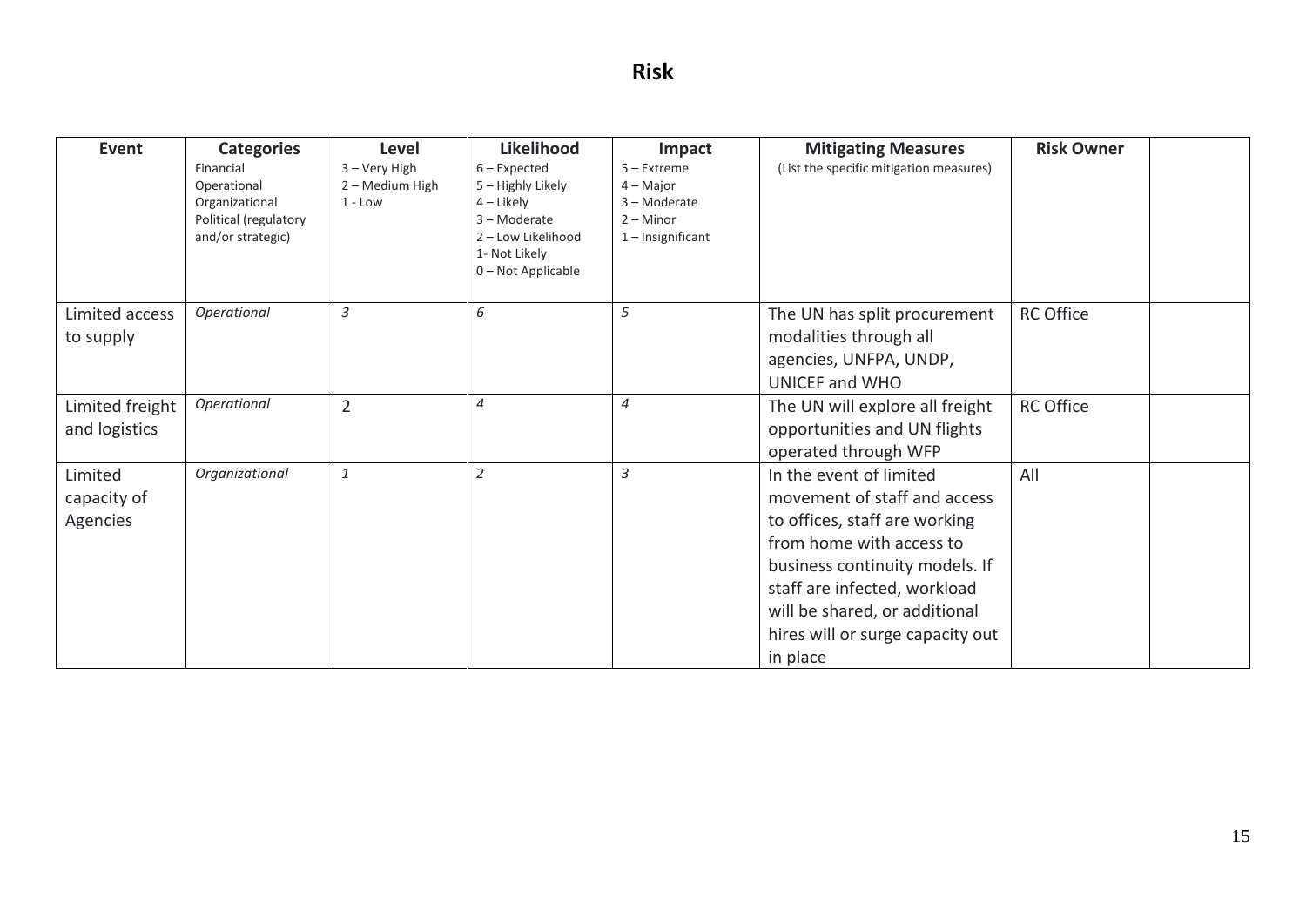# Risk

| Event | Categories<br>Financial<br>Operational<br>Organizational<br>Political (regulatory and/or strategic) | Level<br>3 – Very High<br>2 – Medium High<br>1 - Low | Likelihood<br>6 – Expected<br>5 – Highly Likely<br>4 – Likely<br>3 – Moderate<br>2 – Low Likelihood<br>1- Not Likely<br>0 – Not Applicable | Impact<br>5 – Extreme<br>4 – Major<br>3 – Moderate<br>2 – Minor<br>1 – Insignificant | Mitigating Measures<br>(List the specific mitigation measures) | Risk Owner | |
|---|---|---|---|---|---|---|---|
| Limited access to supply | *Operational* | *3* | *6* | *5* | The UN has split procurement modalities through all agencies, UNFPA, UNDP, UNICEF and WHO | RC Office | |
| Limited freight and logistics | *Operational* | 2 | *4* | *4* | The UN will explore all freight opportunities and UN flights operated through WFP | RC Office | |
| Limited capacity of Agencies | *Organizational* | *1* | *2* | *3* | In the event of limited movement of staff and access to offices, staff are working from home with access to business continuity models. If staff are infected, workload will be shared, or additional hires will or surge capacity out in place | All | |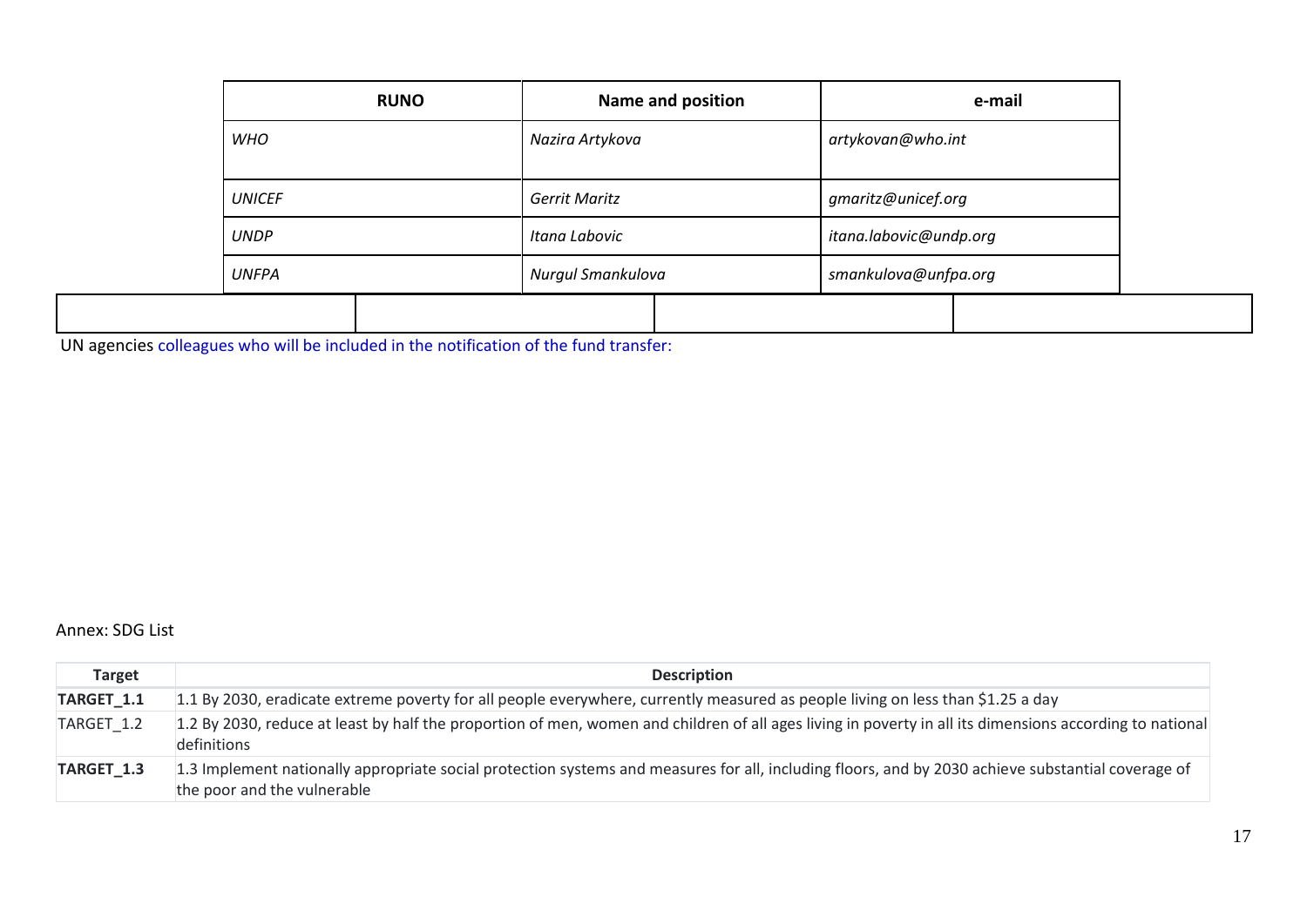| RUNO | Name and position | e-mail |
|---|---|---|
| *WHO* | *Nazira Artykova* | *artykovan@who.int* |
| *UNICEF* | *Gerrit Maritz* | *gmaritz@unicef.org* |
| *UNDP* | *Itana Labovic* | *itana.labovic@undp.org* |
| *UNFPA* | *Nurgul Smankulova* | *smankulova@unfpa.org* |

| | | | |
|---|---|---|---|
| | | | |

UN agencies colleagues who will be included in the notification of the fund transfer:

Annex: SDG List

| Target | Description |
|---|---|
| **TARGET_1.1** | 1.1 By 2030, eradicate extreme poverty for all people everywhere, currently measured as people living on less than $1.25 a day |
| TARGET_1.2 | 1.2 By 2030, reduce at least by half the proportion of men, women and children of all ages living in poverty in all its dimensions according to national definitions |
| **TARGET_1.3** | 1.3 Implement nationally appropriate social protection systems and measures for all, including floors, and by 2030 achieve substantial coverage of the poor and the vulnerable |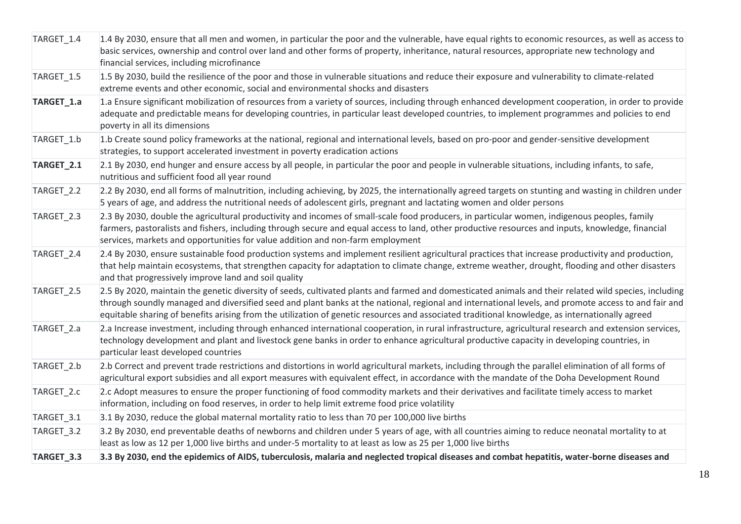| | |
|---|---|
| TARGET_1.4 | 1.4 By 2030, ensure that all men and women, in particular the poor and the vulnerable, have equal rights to economic resources, as well as access to basic services, ownership and control over land and other forms of property, inheritance, natural resources, appropriate new technology and financial services, including microfinance |
| TARGET_1.5 | 1.5 By 2030, build the resilience of the poor and those in vulnerable situations and reduce their exposure and vulnerability to climate-related extreme events and other economic, social and environmental shocks and disasters |
| **TARGET_1.a** | 1.a Ensure significant mobilization of resources from a variety of sources, including through enhanced development cooperation, in order to provide adequate and predictable means for developing countries, in particular least developed countries, to implement programmes and policies to end poverty in all its dimensions |
| TARGET_1.b | 1.b Create sound policy frameworks at the national, regional and international levels, based on pro-poor and gender-sensitive development strategies, to support accelerated investment in poverty eradication actions |
| **TARGET_2.1** | 2.1 By 2030, end hunger and ensure access by all people, in particular the poor and people in vulnerable situations, including infants, to safe, nutritious and sufficient food all year round |
| TARGET_2.2 | 2.2 By 2030, end all forms of malnutrition, including achieving, by 2025, the internationally agreed targets on stunting and wasting in children under 5 years of age, and address the nutritional needs of adolescent girls, pregnant and lactating women and older persons |
| TARGET_2.3 | 2.3 By 2030, double the agricultural productivity and incomes of small-scale food producers, in particular women, indigenous peoples, family farmers, pastoralists and fishers, including through secure and equal access to land, other productive resources and inputs, knowledge, financial services, markets and opportunities for value addition and non-farm employment |
| TARGET_2.4 | 2.4 By 2030, ensure sustainable food production systems and implement resilient agricultural practices that increase productivity and production, that help maintain ecosystems, that strengthen capacity for adaptation to climate change, extreme weather, drought, flooding and other disasters and that progressively improve land and soil quality |
| TARGET_2.5 | 2.5 By 2020, maintain the genetic diversity of seeds, cultivated plants and farmed and domesticated animals and their related wild species, including through soundly managed and diversified seed and plant banks at the national, regional and international levels, and promote access to and fair and equitable sharing of benefits arising from the utilization of genetic resources and associated traditional knowledge, as internationally agreed |
| TARGET_2.a | 2.a Increase investment, including through enhanced international cooperation, in rural infrastructure, agricultural research and extension services, technology development and plant and livestock gene banks in order to enhance agricultural productive capacity in developing countries, in particular least developed countries |
| TARGET_2.b | 2.b Correct and prevent trade restrictions and distortions in world agricultural markets, including through the parallel elimination of all forms of agricultural export subsidies and all export measures with equivalent effect, in accordance with the mandate of the Doha Development Round |
| TARGET_2.c | 2.c Adopt measures to ensure the proper functioning of food commodity markets and their derivatives and facilitate timely access to market information, including on food reserves, in order to help limit extreme food price volatility |
| TARGET_3.1 | 3.1 By 2030, reduce the global maternal mortality ratio to less than 70 per 100,000 live births |
| TARGET_3.2 | 3.2 By 2030, end preventable deaths of newborns and children under 5 years of age, with all countries aiming to reduce neonatal mortality to at least as low as 12 per 1,000 live births and under-5 mortality to at least as low as 25 per 1,000 live births |
| **TARGET_3.3** | **3.3 By 2030, end the epidemics of AIDS, tuberculosis, malaria and neglected tropical diseases and combat hepatitis, water-borne diseases and** |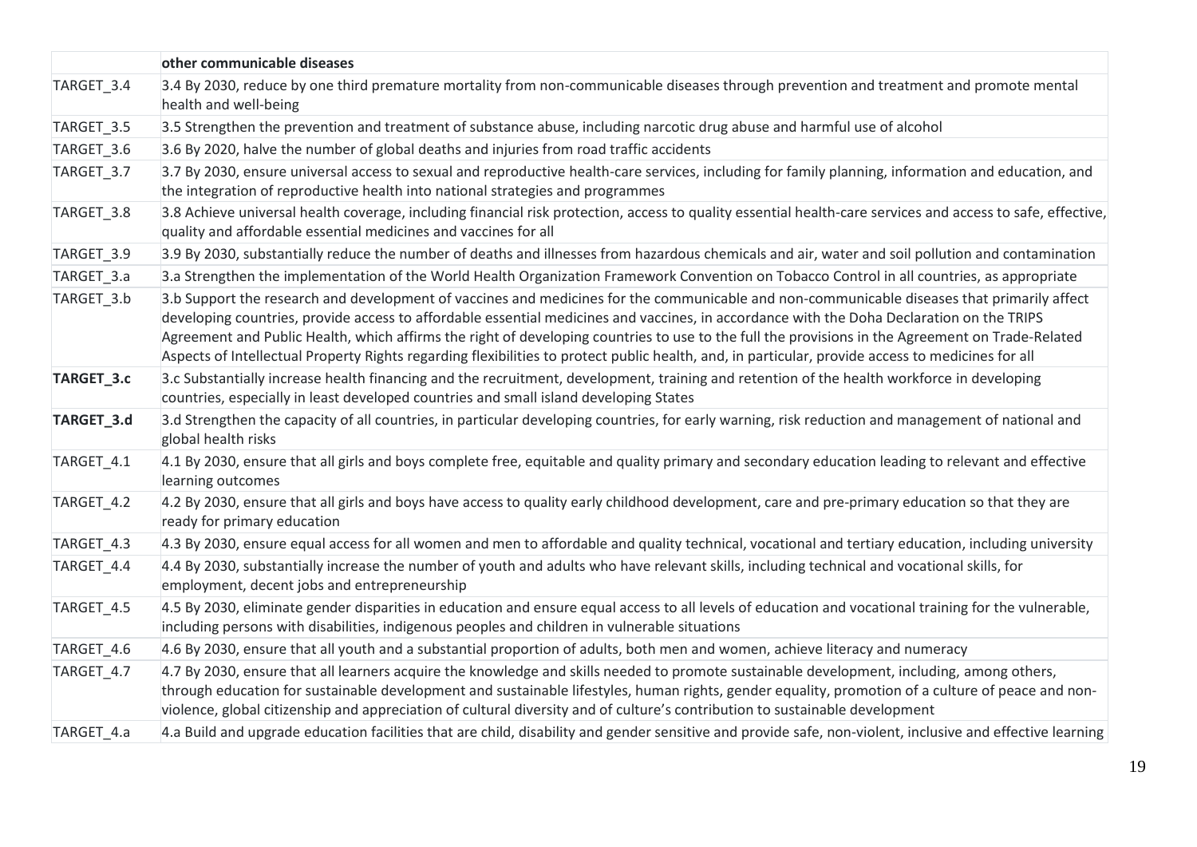| | **other communicable diseases** |
|---|---|
| TARGET_3.4 | 3.4 By 2030, reduce by one third premature mortality from non-communicable diseases through prevention and treatment and promote mental health and well-being |
| TARGET_3.5 | 3.5 Strengthen the prevention and treatment of substance abuse, including narcotic drug abuse and harmful use of alcohol |
| TARGET_3.6 | 3.6 By 2020, halve the number of global deaths and injuries from road traffic accidents |
| TARGET_3.7 | 3.7 By 2030, ensure universal access to sexual and reproductive health-care services, including for family planning, information and education, and the integration of reproductive health into national strategies and programmes |
| TARGET_3.8 | 3.8 Achieve universal health coverage, including financial risk protection, access to quality essential health-care services and access to safe, effective, quality and affordable essential medicines and vaccines for all |
| TARGET_3.9 | 3.9 By 2030, substantially reduce the number of deaths and illnesses from hazardous chemicals and air, water and soil pollution and contamination |
| TARGET_3.a | 3.a Strengthen the implementation of the World Health Organization Framework Convention on Tobacco Control in all countries, as appropriate |
| TARGET_3.b | 3.b Support the research and development of vaccines and medicines for the communicable and non-communicable diseases that primarily affect developing countries, provide access to affordable essential medicines and vaccines, in accordance with the Doha Declaration on the TRIPS Agreement and Public Health, which affirms the right of developing countries to use to the full the provisions in the Agreement on Trade-Related Aspects of Intellectual Property Rights regarding flexibilities to protect public health, and, in particular, provide access to medicines for all |
| **TARGET_3.c** | 3.c Substantially increase health financing and the recruitment, development, training and retention of the health workforce in developing countries, especially in least developed countries and small island developing States |
| **TARGET_3.d** | 3.d Strengthen the capacity of all countries, in particular developing countries, for early warning, risk reduction and management of national and global health risks |
| TARGET_4.1 | 4.1 By 2030, ensure that all girls and boys complete free, equitable and quality primary and secondary education leading to relevant and effective learning outcomes |
| TARGET_4.2 | 4.2 By 2030, ensure that all girls and boys have access to quality early childhood development, care and pre-primary education so that they are ready for primary education |
| TARGET_4.3 | 4.3 By 2030, ensure equal access for all women and men to affordable and quality technical, vocational and tertiary education, including university |
| TARGET_4.4 | 4.4 By 2030, substantially increase the number of youth and adults who have relevant skills, including technical and vocational skills, for employment, decent jobs and entrepreneurship |
| TARGET_4.5 | 4.5 By 2030, eliminate gender disparities in education and ensure equal access to all levels of education and vocational training for the vulnerable, including persons with disabilities, indigenous peoples and children in vulnerable situations |
| TARGET_4.6 | 4.6 By 2030, ensure that all youth and a substantial proportion of adults, both men and women, achieve literacy and numeracy |
| TARGET_4.7 | 4.7 By 2030, ensure that all learners acquire the knowledge and skills needed to promote sustainable development, including, among others, through education for sustainable development and sustainable lifestyles, human rights, gender equality, promotion of a culture of peace and non-violence, global citizenship and appreciation of cultural diversity and of culture's contribution to sustainable development |
| TARGET_4.a | 4.a Build and upgrade education facilities that are child, disability and gender sensitive and provide safe, non-violent, inclusive and effective learning |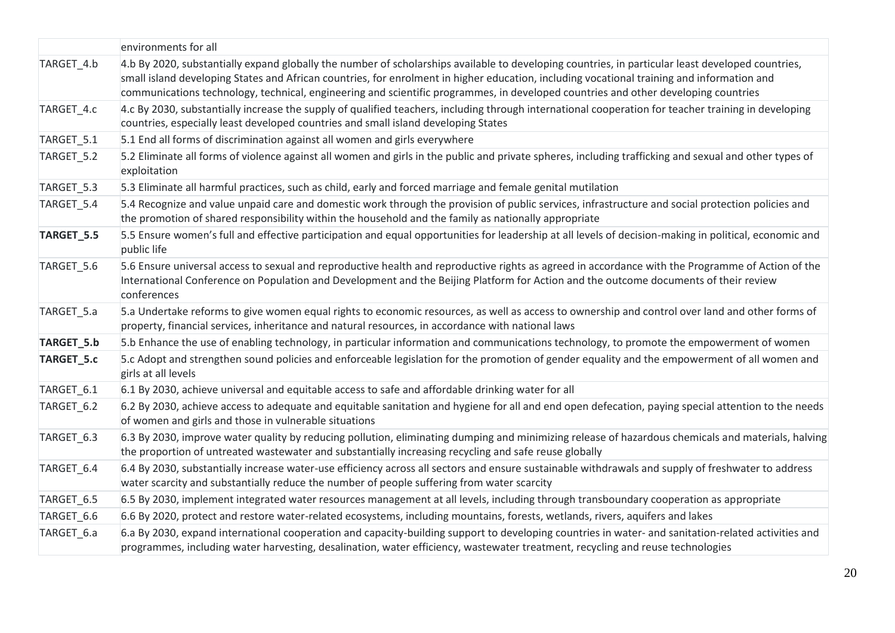| | |
|---|---|
| | environments for all |
| TARGET_4.b | 4.b By 2020, substantially expand globally the number of scholarships available to developing countries, in particular least developed countries, small island developing States and African countries, for enrolment in higher education, including vocational training and information and communications technology, technical, engineering and scientific programmes, in developed countries and other developing countries |
| TARGET_4.c | 4.c By 2030, substantially increase the supply of qualified teachers, including through international cooperation for teacher training in developing countries, especially least developed countries and small island developing States |
| TARGET_5.1 | 5.1 End all forms of discrimination against all women and girls everywhere |
| TARGET_5.2 | 5.2 Eliminate all forms of violence against all women and girls in the public and private spheres, including trafficking and sexual and other types of exploitation |
| TARGET_5.3 | 5.3 Eliminate all harmful practices, such as child, early and forced marriage and female genital mutilation |
| TARGET_5.4 | 5.4 Recognize and value unpaid care and domestic work through the provision of public services, infrastructure and social protection policies and the promotion of shared responsibility within the household and the family as nationally appropriate |
| **TARGET_5.5** | 5.5 Ensure women's full and effective participation and equal opportunities for leadership at all levels of decision-making in political, economic and public life |
| TARGET_5.6 | 5.6 Ensure universal access to sexual and reproductive health and reproductive rights as agreed in accordance with the Programme of Action of the International Conference on Population and Development and the Beijing Platform for Action and the outcome documents of their review conferences |
| TARGET_5.a | 5.a Undertake reforms to give women equal rights to economic resources, as well as access to ownership and control over land and other forms of property, financial services, inheritance and natural resources, in accordance with national laws |
| **TARGET_5.b** | 5.b Enhance the use of enabling technology, in particular information and communications technology, to promote the empowerment of women |
| **TARGET_5.c** | 5.c Adopt and strengthen sound policies and enforceable legislation for the promotion of gender equality and the empowerment of all women and girls at all levels |
| TARGET_6.1 | 6.1 By 2030, achieve universal and equitable access to safe and affordable drinking water for all |
| TARGET_6.2 | 6.2 By 2030, achieve access to adequate and equitable sanitation and hygiene for all and end open defecation, paying special attention to the needs of women and girls and those in vulnerable situations |
| TARGET_6.3 | 6.3 By 2030, improve water quality by reducing pollution, eliminating dumping and minimizing release of hazardous chemicals and materials, halving the proportion of untreated wastewater and substantially increasing recycling and safe reuse globally |
| TARGET_6.4 | 6.4 By 2030, substantially increase water-use efficiency across all sectors and ensure sustainable withdrawals and supply of freshwater to address water scarcity and substantially reduce the number of people suffering from water scarcity |
| TARGET_6.5 | 6.5 By 2030, implement integrated water resources management at all levels, including through transboundary cooperation as appropriate |
| TARGET_6.6 | 6.6 By 2020, protect and restore water-related ecosystems, including mountains, forests, wetlands, rivers, aquifers and lakes |
| TARGET_6.a | 6.a By 2030, expand international cooperation and capacity-building support to developing countries in water- and sanitation-related activities and programmes, including water harvesting, desalination, water efficiency, wastewater treatment, recycling and reuse technologies |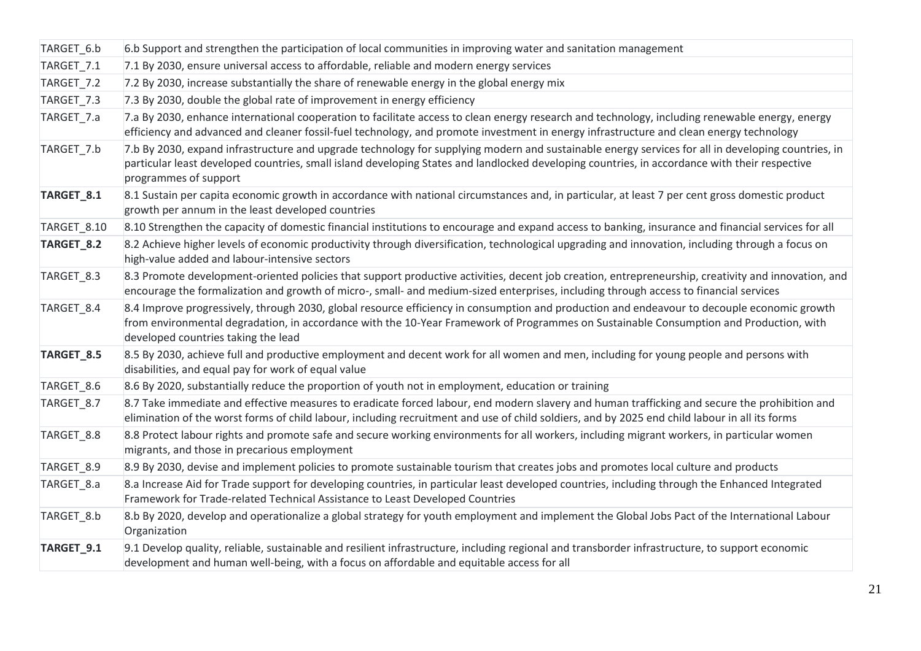| | |
|---|---|
| TARGET_6.b | 6.b Support and strengthen the participation of local communities in improving water and sanitation management |
| TARGET_7.1 | 7.1 By 2030, ensure universal access to affordable, reliable and modern energy services |
| TARGET_7.2 | 7.2 By 2030, increase substantially the share of renewable energy in the global energy mix |
| TARGET_7.3 | 7.3 By 2030, double the global rate of improvement in energy efficiency |
| TARGET_7.a | 7.a By 2030, enhance international cooperation to facilitate access to clean energy research and technology, including renewable energy, energy efficiency and advanced and cleaner fossil-fuel technology, and promote investment in energy infrastructure and clean energy technology |
| TARGET_7.b | 7.b By 2030, expand infrastructure and upgrade technology for supplying modern and sustainable energy services for all in developing countries, in particular least developed countries, small island developing States and landlocked developing countries, in accordance with their respective programmes of support |
| **TARGET_8.1** | 8.1 Sustain per capita economic growth in accordance with national circumstances and, in particular, at least 7 per cent gross domestic product growth per annum in the least developed countries |
| TARGET_8.10 | 8.10 Strengthen the capacity of domestic financial institutions to encourage and expand access to banking, insurance and financial services for all |
| **TARGET_8.2** | 8.2 Achieve higher levels of economic productivity through diversification, technological upgrading and innovation, including through a focus on high-value added and labour-intensive sectors |
| TARGET_8.3 | 8.3 Promote development-oriented policies that support productive activities, decent job creation, entrepreneurship, creativity and innovation, and encourage the formalization and growth of micro-, small- and medium-sized enterprises, including through access to financial services |
| TARGET_8.4 | 8.4 Improve progressively, through 2030, global resource efficiency in consumption and production and endeavour to decouple economic growth from environmental degradation, in accordance with the 10-Year Framework of Programmes on Sustainable Consumption and Production, with developed countries taking the lead |
| **TARGET_8.5** | 8.5 By 2030, achieve full and productive employment and decent work for all women and men, including for young people and persons with disabilities, and equal pay for work of equal value |
| TARGET_8.6 | 8.6 By 2020, substantially reduce the proportion of youth not in employment, education or training |
| TARGET_8.7 | 8.7 Take immediate and effective measures to eradicate forced labour, end modern slavery and human trafficking and secure the prohibition and elimination of the worst forms of child labour, including recruitment and use of child soldiers, and by 2025 end child labour in all its forms |
| TARGET_8.8 | 8.8 Protect labour rights and promote safe and secure working environments for all workers, including migrant workers, in particular women migrants, and those in precarious employment |
| TARGET_8.9 | 8.9 By 2030, devise and implement policies to promote sustainable tourism that creates jobs and promotes local culture and products |
| TARGET_8.a | 8.a Increase Aid for Trade support for developing countries, in particular least developed countries, including through the Enhanced Integrated Framework for Trade-related Technical Assistance to Least Developed Countries |
| TARGET_8.b | 8.b By 2020, develop and operationalize a global strategy for youth employment and implement the Global Jobs Pact of the International Labour Organization |
| **TARGET_9.1** | 9.1 Develop quality, reliable, sustainable and resilient infrastructure, including regional and transborder infrastructure, to support economic development and human well-being, with a focus on affordable and equitable access for all |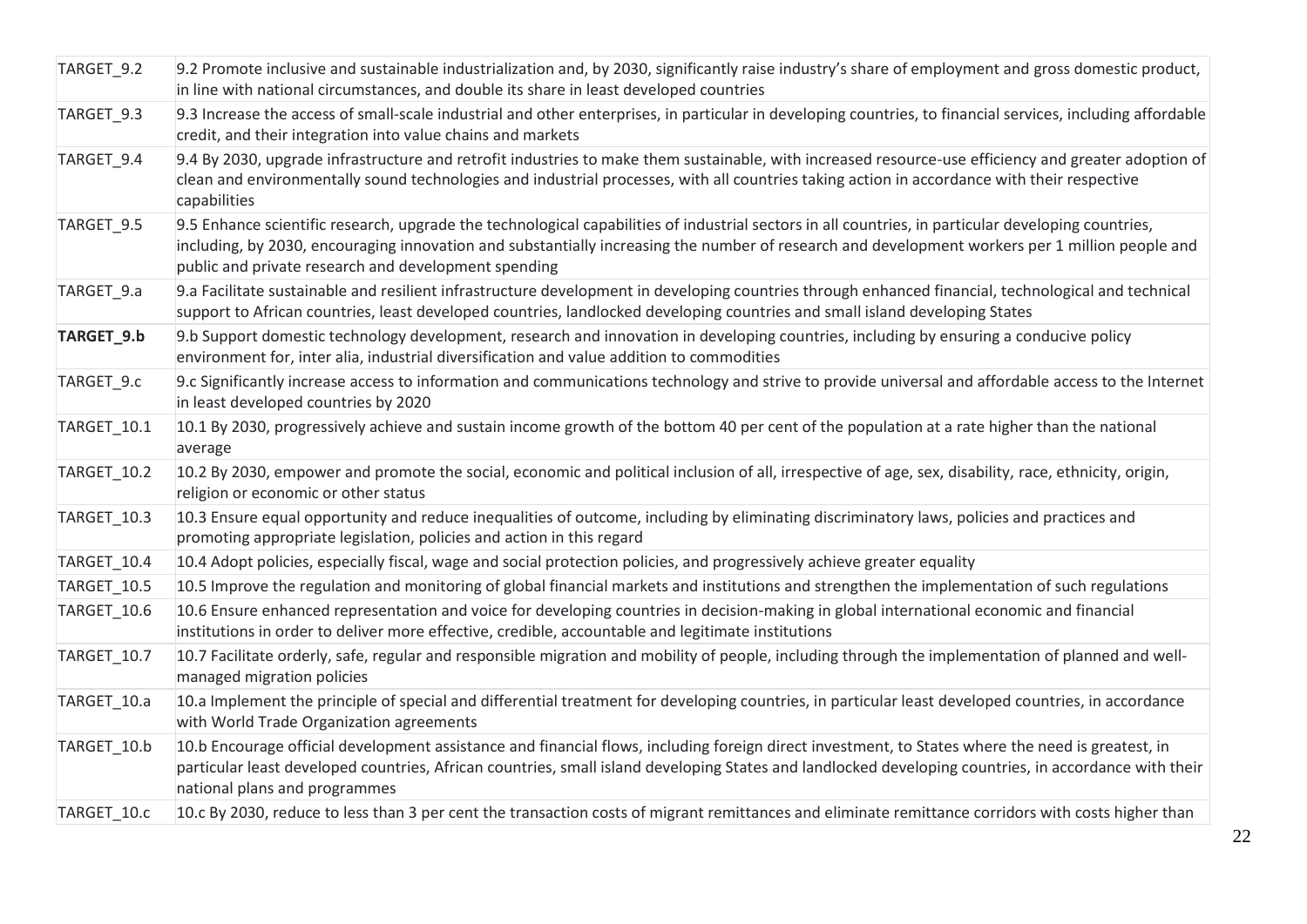| | |
|---|---|
| TARGET_9.2 | 9.2 Promote inclusive and sustainable industrialization and, by 2030, significantly raise industry's share of employment and gross domestic product, in line with national circumstances, and double its share in least developed countries |
| TARGET_9.3 | 9.3 Increase the access of small-scale industrial and other enterprises, in particular in developing countries, to financial services, including affordable credit, and their integration into value chains and markets |
| TARGET_9.4 | 9.4 By 2030, upgrade infrastructure and retrofit industries to make them sustainable, with increased resource-use efficiency and greater adoption of clean and environmentally sound technologies and industrial processes, with all countries taking action in accordance with their respective capabilities |
| TARGET_9.5 | 9.5 Enhance scientific research, upgrade the technological capabilities of industrial sectors in all countries, in particular developing countries, including, by 2030, encouraging innovation and substantially increasing the number of research and development workers per 1 million people and public and private research and development spending |
| TARGET_9.a | 9.a Facilitate sustainable and resilient infrastructure development in developing countries through enhanced financial, technological and technical support to African countries, least developed countries, landlocked developing countries and small island developing States |
| **TARGET_9.b** | 9.b Support domestic technology development, research and innovation in developing countries, including by ensuring a conducive policy environment for, inter alia, industrial diversification and value addition to commodities |
| TARGET_9.c | 9.c Significantly increase access to information and communications technology and strive to provide universal and affordable access to the Internet in least developed countries by 2020 |
| TARGET_10.1 | 10.1 By 2030, progressively achieve and sustain income growth of the bottom 40 per cent of the population at a rate higher than the national average |
| TARGET_10.2 | 10.2 By 2030, empower and promote the social, economic and political inclusion of all, irrespective of age, sex, disability, race, ethnicity, origin, religion or economic or other status |
| TARGET_10.3 | 10.3 Ensure equal opportunity and reduce inequalities of outcome, including by eliminating discriminatory laws, policies and practices and promoting appropriate legislation, policies and action in this regard |
| TARGET_10.4 | 10.4 Adopt policies, especially fiscal, wage and social protection policies, and progressively achieve greater equality |
| TARGET_10.5 | 10.5 Improve the regulation and monitoring of global financial markets and institutions and strengthen the implementation of such regulations |
| TARGET_10.6 | 10.6 Ensure enhanced representation and voice for developing countries in decision-making in global international economic and financial institutions in order to deliver more effective, credible, accountable and legitimate institutions |
| TARGET_10.7 | 10.7 Facilitate orderly, safe, regular and responsible migration and mobility of people, including through the implementation of planned and well-managed migration policies |
| TARGET_10.a | 10.a Implement the principle of special and differential treatment for developing countries, in particular least developed countries, in accordance with World Trade Organization agreements |
| TARGET_10.b | 10.b Encourage official development assistance and financial flows, including foreign direct investment, to States where the need is greatest, in particular least developed countries, African countries, small island developing States and landlocked developing countries, in accordance with their national plans and programmes |
| TARGET_10.c | 10.c By 2030, reduce to less than 3 per cent the transaction costs of migrant remittances and eliminate remittance corridors with costs higher than |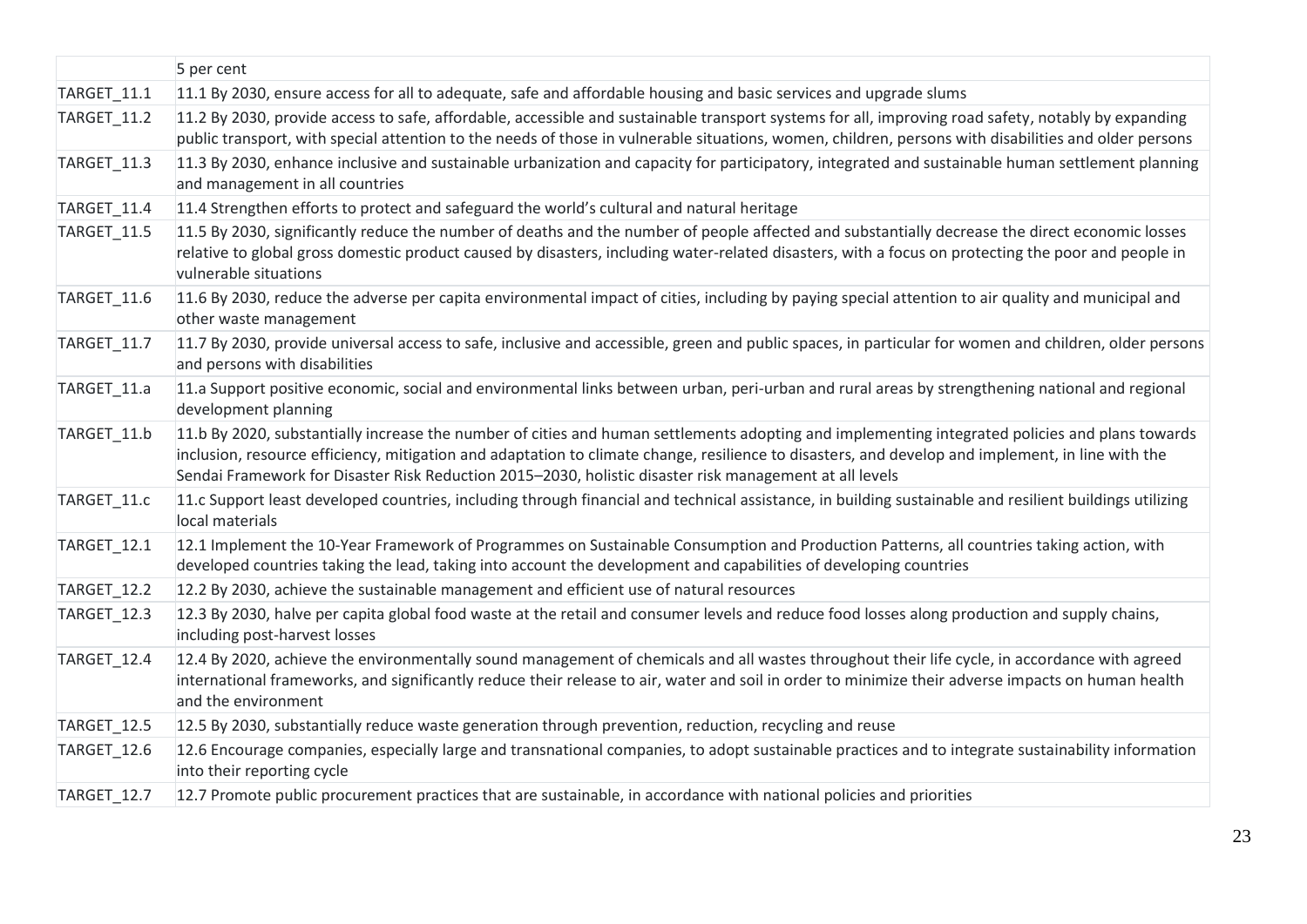| | |
|---|---|
| | 5 per cent |
| TARGET_11.1 | 11.1 By 2030, ensure access for all to adequate, safe and affordable housing and basic services and upgrade slums |
| TARGET_11.2 | 11.2 By 2030, provide access to safe, affordable, accessible and sustainable transport systems for all, improving road safety, notably by expanding public transport, with special attention to the needs of those in vulnerable situations, women, children, persons with disabilities and older persons |
| TARGET_11.3 | 11.3 By 2030, enhance inclusive and sustainable urbanization and capacity for participatory, integrated and sustainable human settlement planning and management in all countries |
| TARGET_11.4 | 11.4 Strengthen efforts to protect and safeguard the world's cultural and natural heritage |
| TARGET_11.5 | 11.5 By 2030, significantly reduce the number of deaths and the number of people affected and substantially decrease the direct economic losses relative to global gross domestic product caused by disasters, including water-related disasters, with a focus on protecting the poor and people in vulnerable situations |
| TARGET_11.6 | 11.6 By 2030, reduce the adverse per capita environmental impact of cities, including by paying special attention to air quality and municipal and other waste management |
| TARGET_11.7 | 11.7 By 2030, provide universal access to safe, inclusive and accessible, green and public spaces, in particular for women and children, older persons and persons with disabilities |
| TARGET_11.a | 11.a Support positive economic, social and environmental links between urban, peri-urban and rural areas by strengthening national and regional development planning |
| TARGET_11.b | 11.b By 2020, substantially increase the number of cities and human settlements adopting and implementing integrated policies and plans towards inclusion, resource efficiency, mitigation and adaptation to climate change, resilience to disasters, and develop and implement, in line with the Sendai Framework for Disaster Risk Reduction 2015–2030, holistic disaster risk management at all levels |
| TARGET_11.c | 11.c Support least developed countries, including through financial and technical assistance, in building sustainable and resilient buildings utilizing local materials |
| TARGET_12.1 | 12.1 Implement the 10-Year Framework of Programmes on Sustainable Consumption and Production Patterns, all countries taking action, with developed countries taking the lead, taking into account the development and capabilities of developing countries |
| TARGET_12.2 | 12.2 By 2030, achieve the sustainable management and efficient use of natural resources |
| TARGET_12.3 | 12.3 By 2030, halve per capita global food waste at the retail and consumer levels and reduce food losses along production and supply chains, including post-harvest losses |
| TARGET_12.4 | 12.4 By 2020, achieve the environmentally sound management of chemicals and all wastes throughout their life cycle, in accordance with agreed international frameworks, and significantly reduce their release to air, water and soil in order to minimize their adverse impacts on human health and the environment |
| TARGET_12.5 | 12.5 By 2030, substantially reduce waste generation through prevention, reduction, recycling and reuse |
| TARGET_12.6 | 12.6 Encourage companies, especially large and transnational companies, to adopt sustainable practices and to integrate sustainability information into their reporting cycle |
| TARGET_12.7 | 12.7 Promote public procurement practices that are sustainable, in accordance with national policies and priorities |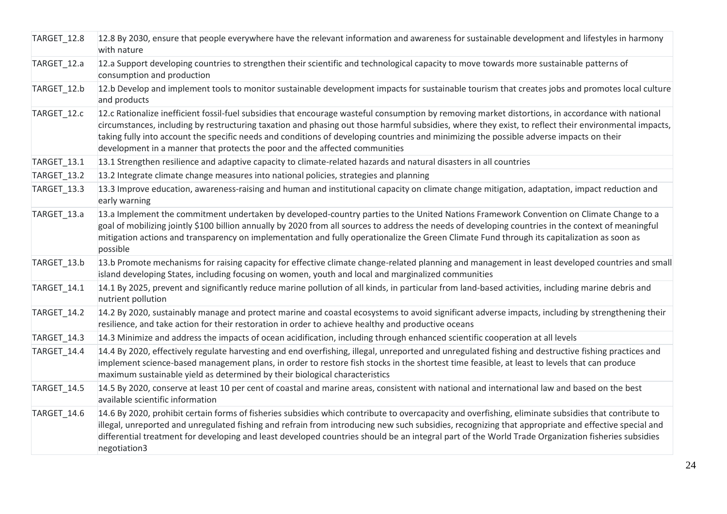| | |
|---|---|
| TARGET_12.8 | 12.8 By 2030, ensure that people everywhere have the relevant information and awareness for sustainable development and lifestyles in harmony with nature |
| TARGET_12.a | 12.a Support developing countries to strengthen their scientific and technological capacity to move towards more sustainable patterns of consumption and production |
| TARGET_12.b | 12.b Develop and implement tools to monitor sustainable development impacts for sustainable tourism that creates jobs and promotes local culture and products |
| TARGET_12.c | 12.c Rationalize inefficient fossil-fuel subsidies that encourage wasteful consumption by removing market distortions, in accordance with national circumstances, including by restructuring taxation and phasing out those harmful subsidies, where they exist, to reflect their environmental impacts, taking fully into account the specific needs and conditions of developing countries and minimizing the possible adverse impacts on their development in a manner that protects the poor and the affected communities |
| TARGET_13.1 | 13.1 Strengthen resilience and adaptive capacity to climate-related hazards and natural disasters in all countries |
| TARGET_13.2 | 13.2 Integrate climate change measures into national policies, strategies and planning |
| TARGET_13.3 | 13.3 Improve education, awareness-raising and human and institutional capacity on climate change mitigation, adaptation, impact reduction and early warning |
| TARGET_13.a | 13.a Implement the commitment undertaken by developed-country parties to the United Nations Framework Convention on Climate Change to a goal of mobilizing jointly $100 billion annually by 2020 from all sources to address the needs of developing countries in the context of meaningful mitigation actions and transparency on implementation and fully operationalize the Green Climate Fund through its capitalization as soon as possible |
| TARGET_13.b | 13.b Promote mechanisms for raising capacity for effective climate change-related planning and management in least developed countries and small island developing States, including focusing on women, youth and local and marginalized communities |
| TARGET_14.1 | 14.1 By 2025, prevent and significantly reduce marine pollution of all kinds, in particular from land-based activities, including marine debris and nutrient pollution |
| TARGET_14.2 | 14.2 By 2020, sustainably manage and protect marine and coastal ecosystems to avoid significant adverse impacts, including by strengthening their resilience, and take action for their restoration in order to achieve healthy and productive oceans |
| TARGET_14.3 | 14.3 Minimize and address the impacts of ocean acidification, including through enhanced scientific cooperation at all levels |
| TARGET_14.4 | 14.4 By 2020, effectively regulate harvesting and end overfishing, illegal, unreported and unregulated fishing and destructive fishing practices and implement science-based management plans, in order to restore fish stocks in the shortest time feasible, at least to levels that can produce maximum sustainable yield as determined by their biological characteristics |
| TARGET_14.5 | 14.5 By 2020, conserve at least 10 per cent of coastal and marine areas, consistent with national and international law and based on the best available scientific information |
| TARGET_14.6 | 14.6 By 2020, prohibit certain forms of fisheries subsidies which contribute to overcapacity and overfishing, eliminate subsidies that contribute to illegal, unreported and unregulated fishing and refrain from introducing new such subsidies, recognizing that appropriate and effective special and differential treatment for developing and least developed countries should be an integral part of the World Trade Organization fisheries subsidies negotiation3 |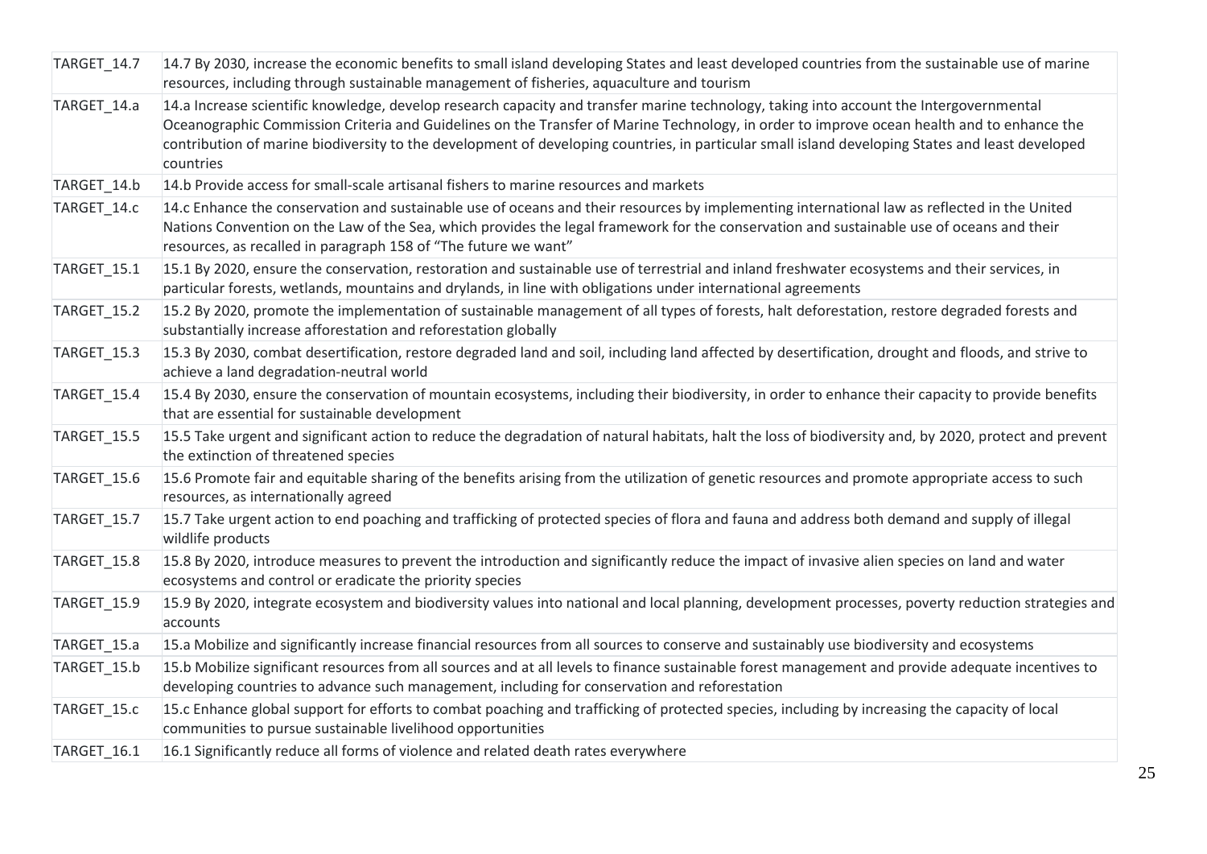| | |
|---|---|
| TARGET_14.7 | 14.7 By 2030, increase the economic benefits to small island developing States and least developed countries from the sustainable use of marine resources, including through sustainable management of fisheries, aquaculture and tourism |
| TARGET_14.a | 14.a Increase scientific knowledge, develop research capacity and transfer marine technology, taking into account the Intergovernmental Oceanographic Commission Criteria and Guidelines on the Transfer of Marine Technology, in order to improve ocean health and to enhance the contribution of marine biodiversity to the development of developing countries, in particular small island developing States and least developed countries |
| TARGET_14.b | 14.b Provide access for small-scale artisanal fishers to marine resources and markets |
| TARGET_14.c | 14.c Enhance the conservation and sustainable use of oceans and their resources by implementing international law as reflected in the United Nations Convention on the Law of the Sea, which provides the legal framework for the conservation and sustainable use of oceans and their resources, as recalled in paragraph 158 of "The future we want" |
| TARGET_15.1 | 15.1 By 2020, ensure the conservation, restoration and sustainable use of terrestrial and inland freshwater ecosystems and their services, in particular forests, wetlands, mountains and drylands, in line with obligations under international agreements |
| TARGET_15.2 | 15.2 By 2020, promote the implementation of sustainable management of all types of forests, halt deforestation, restore degraded forests and substantially increase afforestation and reforestation globally |
| TARGET_15.3 | 15.3 By 2030, combat desertification, restore degraded land and soil, including land affected by desertification, drought and floods, and strive to achieve a land degradation-neutral world |
| TARGET_15.4 | 15.4 By 2030, ensure the conservation of mountain ecosystems, including their biodiversity, in order to enhance their capacity to provide benefits that are essential for sustainable development |
| TARGET_15.5 | 15.5 Take urgent and significant action to reduce the degradation of natural habitats, halt the loss of biodiversity and, by 2020, protect and prevent the extinction of threatened species |
| TARGET_15.6 | 15.6 Promote fair and equitable sharing of the benefits arising from the utilization of genetic resources and promote appropriate access to such resources, as internationally agreed |
| TARGET_15.7 | 15.7 Take urgent action to end poaching and trafficking of protected species of flora and fauna and address both demand and supply of illegal wildlife products |
| TARGET_15.8 | 15.8 By 2020, introduce measures to prevent the introduction and significantly reduce the impact of invasive alien species on land and water ecosystems and control or eradicate the priority species |
| TARGET_15.9 | 15.9 By 2020, integrate ecosystem and biodiversity values into national and local planning, development processes, poverty reduction strategies and accounts |
| TARGET_15.a | 15.a Mobilize and significantly increase financial resources from all sources to conserve and sustainably use biodiversity and ecosystems |
| TARGET_15.b | 15.b Mobilize significant resources from all sources and at all levels to finance sustainable forest management and provide adequate incentives to developing countries to advance such management, including for conservation and reforestation |
| TARGET_15.c | 15.c Enhance global support for efforts to combat poaching and trafficking of protected species, including by increasing the capacity of local communities to pursue sustainable livelihood opportunities |
| TARGET_16.1 | 16.1 Significantly reduce all forms of violence and related death rates everywhere |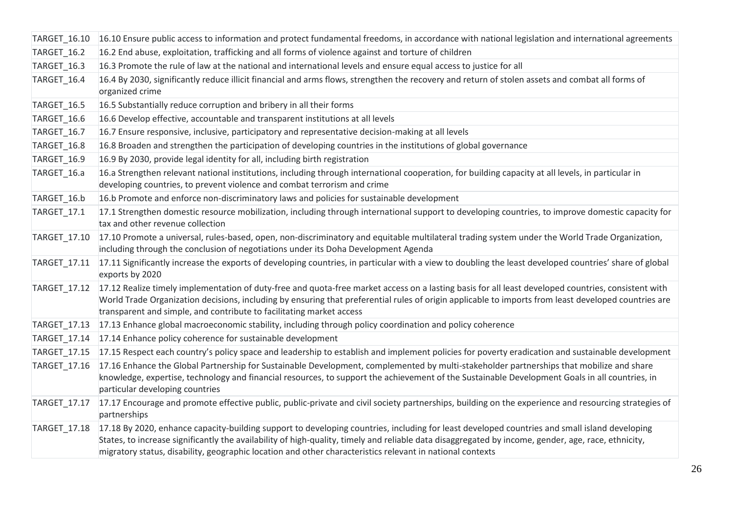| | |
|---|---|
| TARGET_16.10 | 16.10 Ensure public access to information and protect fundamental freedoms, in accordance with national legislation and international agreements |
| TARGET_16.2 | 16.2 End abuse, exploitation, trafficking and all forms of violence against and torture of children |
| TARGET_16.3 | 16.3 Promote the rule of law at the national and international levels and ensure equal access to justice for all |
| TARGET_16.4 | 16.4 By 2030, significantly reduce illicit financial and arms flows, strengthen the recovery and return of stolen assets and combat all forms of organized crime |
| TARGET_16.5 | 16.5 Substantially reduce corruption and bribery in all their forms |
| TARGET_16.6 | 16.6 Develop effective, accountable and transparent institutions at all levels |
| TARGET_16.7 | 16.7 Ensure responsive, inclusive, participatory and representative decision-making at all levels |
| TARGET_16.8 | 16.8 Broaden and strengthen the participation of developing countries in the institutions of global governance |
| TARGET_16.9 | 16.9 By 2030, provide legal identity for all, including birth registration |
| TARGET_16.a | 16.a Strengthen relevant national institutions, including through international cooperation, for building capacity at all levels, in particular in developing countries, to prevent violence and combat terrorism and crime |
| TARGET_16.b | 16.b Promote and enforce non-discriminatory laws and policies for sustainable development |
| TARGET_17.1 | 17.1 Strengthen domestic resource mobilization, including through international support to developing countries, to improve domestic capacity for tax and other revenue collection |
| TARGET_17.10 | 17.10 Promote a universal, rules-based, open, non-discriminatory and equitable multilateral trading system under the World Trade Organization, including through the conclusion of negotiations under its Doha Development Agenda |
| TARGET_17.11 | 17.11 Significantly increase the exports of developing countries, in particular with a view to doubling the least developed countries' share of global exports by 2020 |
| TARGET_17.12 | 17.12 Realize timely implementation of duty-free and quota-free market access on a lasting basis for all least developed countries, consistent with World Trade Organization decisions, including by ensuring that preferential rules of origin applicable to imports from least developed countries are transparent and simple, and contribute to facilitating market access |
| TARGET_17.13 | 17.13 Enhance global macroeconomic stability, including through policy coordination and policy coherence |
| TARGET_17.14 | 17.14 Enhance policy coherence for sustainable development |
| TARGET_17.15 | 17.15 Respect each country's policy space and leadership to establish and implement policies for poverty eradication and sustainable development |
| TARGET_17.16 | 17.16 Enhance the Global Partnership for Sustainable Development, complemented by multi-stakeholder partnerships that mobilize and share knowledge, expertise, technology and financial resources, to support the achievement of the Sustainable Development Goals in all countries, in particular developing countries |
| TARGET_17.17 | 17.17 Encourage and promote effective public, public-private and civil society partnerships, building on the experience and resourcing strategies of partnerships |
| TARGET_17.18 | 17.18 By 2020, enhance capacity-building support to developing countries, including for least developed countries and small island developing States, to increase significantly the availability of high-quality, timely and reliable data disaggregated by income, gender, age, race, ethnicity, migratory status, disability, geographic location and other characteristics relevant in national contexts |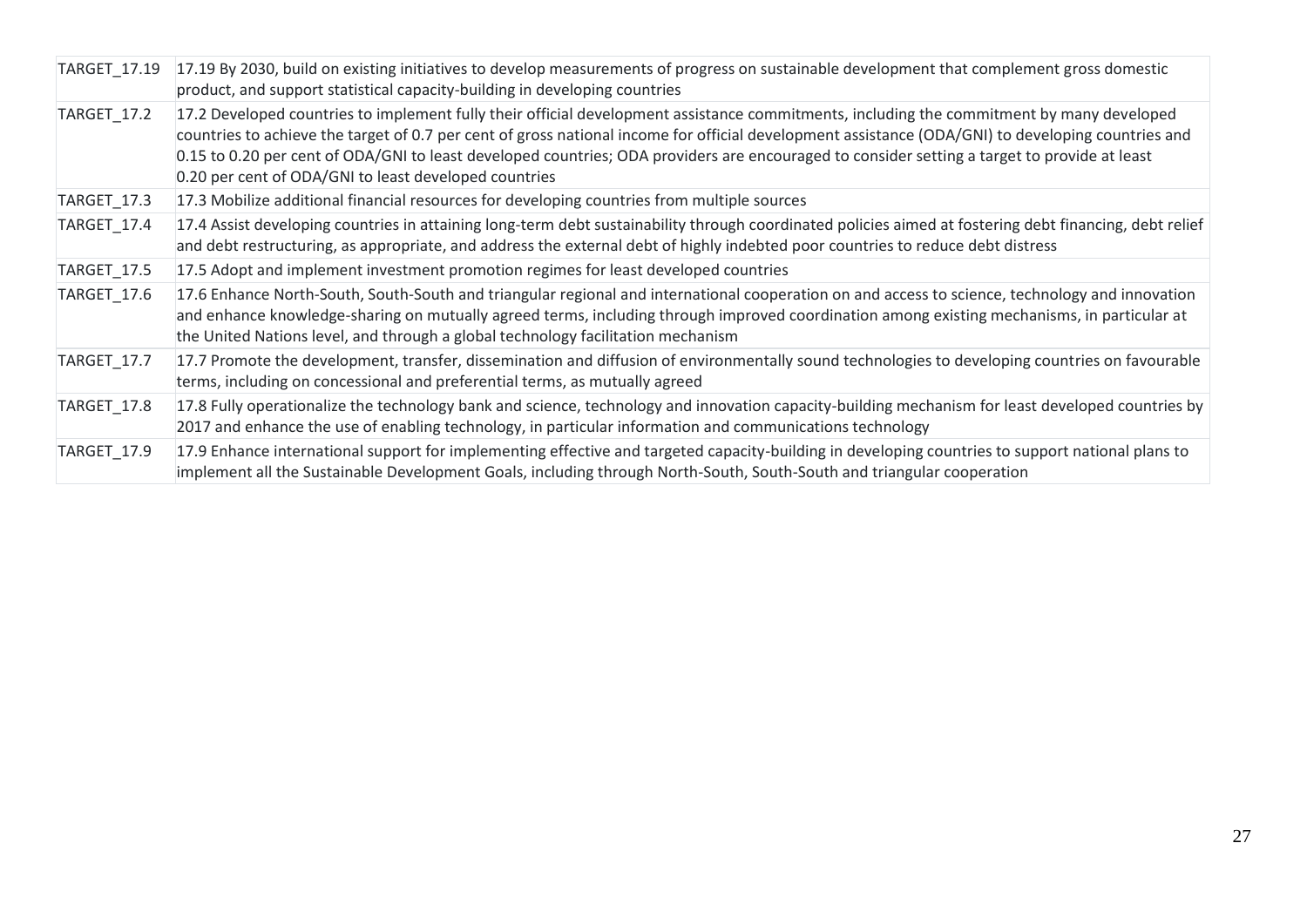| | |
|---|---|
| TARGET_17.19 | 17.19 By 2030, build on existing initiatives to develop measurements of progress on sustainable development that complement gross domestic product, and support statistical capacity-building in developing countries |
| TARGET_17.2 | 17.2 Developed countries to implement fully their official development assistance commitments, including the commitment by many developed countries to achieve the target of 0.7 per cent of gross national income for official development assistance (ODA/GNI) to developing countries and 0.15 to 0.20 per cent of ODA/GNI to least developed countries; ODA providers are encouraged to consider setting a target to provide at least 0.20 per cent of ODA/GNI to least developed countries |
| TARGET_17.3 | 17.3 Mobilize additional financial resources for developing countries from multiple sources |
| TARGET_17.4 | 17.4 Assist developing countries in attaining long-term debt sustainability through coordinated policies aimed at fostering debt financing, debt relief and debt restructuring, as appropriate, and address the external debt of highly indebted poor countries to reduce debt distress |
| TARGET_17.5 | 17.5 Adopt and implement investment promotion regimes for least developed countries |
| TARGET_17.6 | 17.6 Enhance North-South, South-South and triangular regional and international cooperation on and access to science, technology and innovation and enhance knowledge-sharing on mutually agreed terms, including through improved coordination among existing mechanisms, in particular at the United Nations level, and through a global technology facilitation mechanism |
| TARGET_17.7 | 17.7 Promote the development, transfer, dissemination and diffusion of environmentally sound technologies to developing countries on favourable terms, including on concessional and preferential terms, as mutually agreed |
| TARGET_17.8 | 17.8 Fully operationalize the technology bank and science, technology and innovation capacity-building mechanism for least developed countries by 2017 and enhance the use of enabling technology, in particular information and communications technology |
| TARGET_17.9 | 17.9 Enhance international support for implementing effective and targeted capacity-building in developing countries to support national plans to implement all the Sustainable Development Goals, including through North-South, South-South and triangular cooperation |